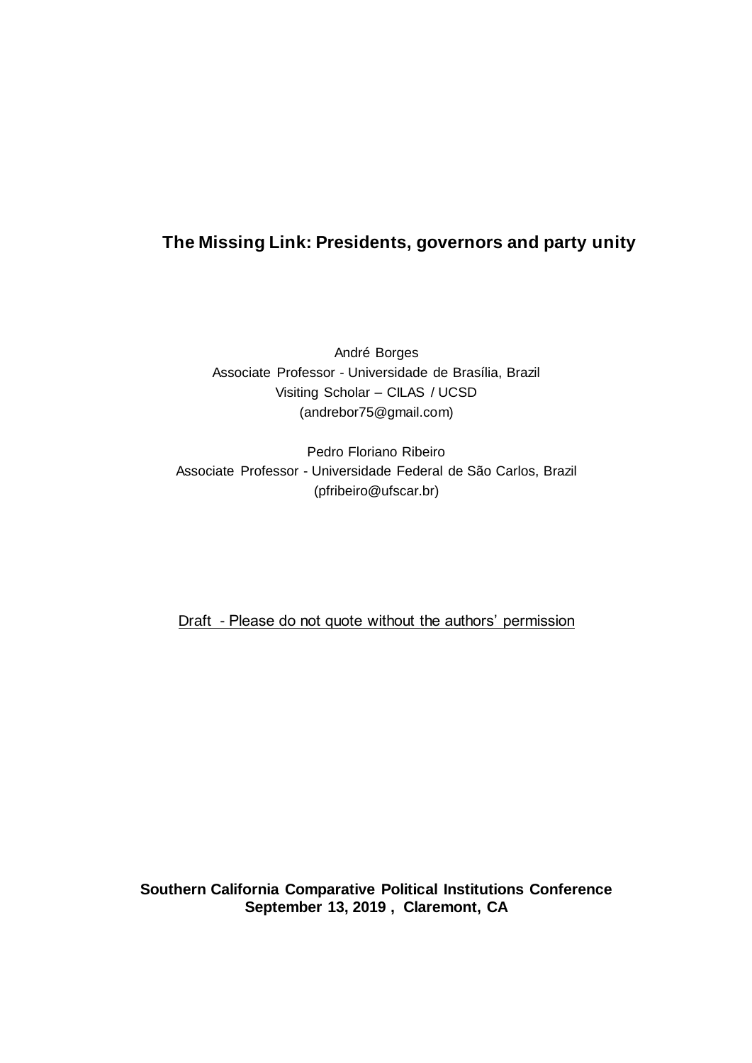# The Missing Link: Presidents, governors and party unity

André Borges
Associate Professor - Universidade de Brasília, Brazil
Visiting Scholar – CILAS / UCSD
(andrebor75@gmail.com)

Pedro Floriano Ribeiro
Associate Professor - Universidade Federal de São Carlos, Brazil
(pfribeiro@ufscar.br)

Draft - Please do not quote without the authors' permission

**Southern California Comparative Political Institutions Conference**
**September 13, 2019 , Claremont, CA**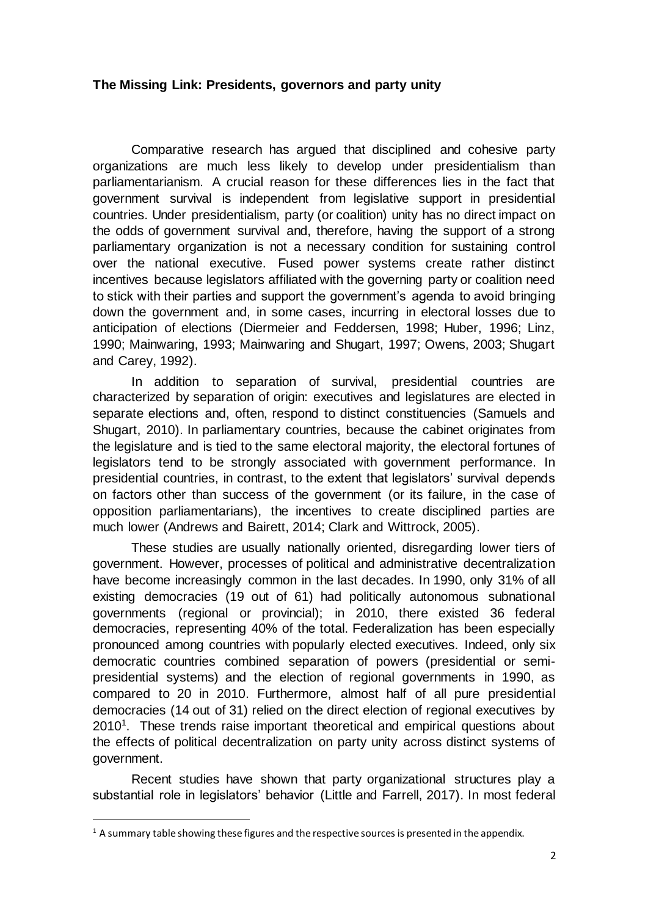**The Missing Link: Presidents, governors and party unity**

Comparative research has argued that disciplined and cohesive party organizations are much less likely to develop under presidentialism than parliamentarianism. A crucial reason for these differences lies in the fact that government survival is independent from legislative support in presidential countries. Under presidentialism, party (or coalition) unity has no direct impact on the odds of government survival and, therefore, having the support of a strong parliamentary organization is not a necessary condition for sustaining control over the national executive. Fused power systems create rather distinct incentives because legislators affiliated with the governing party or coalition need to stick with their parties and support the government's agenda to avoid bringing down the government and, in some cases, incurring in electoral losses due to anticipation of elections (Diermeier and Feddersen, 1998; Huber, 1996; Linz, 1990; Mainwaring, 1993; Mainwaring and Shugart, 1997; Owens, 2003; Shugart and Carey, 1992).

In addition to separation of survival, presidential countries are characterized by separation of origin: executives and legislatures are elected in separate elections and, often, respond to distinct constituencies (Samuels and Shugart, 2010). In parliamentary countries, because the cabinet originates from the legislature and is tied to the same electoral majority, the electoral fortunes of legislators tend to be strongly associated with government performance. In presidential countries, in contrast, to the extent that legislators' survival depends on factors other than success of the government (or its failure, in the case of opposition parliamentarians), the incentives to create disciplined parties are much lower (Andrews and Bairett, 2014; Clark and Wittrock, 2005).

These studies are usually nationally oriented, disregarding lower tiers of government. However, processes of political and administrative decentralization have become increasingly common in the last decades. In 1990, only 31% of all existing democracies (19 out of 61) had politically autonomous subnational governments (regional or provincial); in 2010, there existed 36 federal democracies, representing 40% of the total. Federalization has been especially pronounced among countries with popularly elected executives. Indeed, only six democratic countries combined separation of powers (presidential or semi-presidential systems) and the election of regional governments in 1990, as compared to 20 in 2010. Furthermore, almost half of all pure presidential democracies (14 out of 31) relied on the direct election of regional executives by 2010[1]. These trends raise important theoretical and empirical questions about the effects of political decentralization on party unity across distinct systems of government.

Recent studies have shown that party organizational structures play a substantial role in legislators' behavior (Little and Farrell, 2017). In most federal

[1] A summary table showing these figures and the respective sources is presented in the appendix.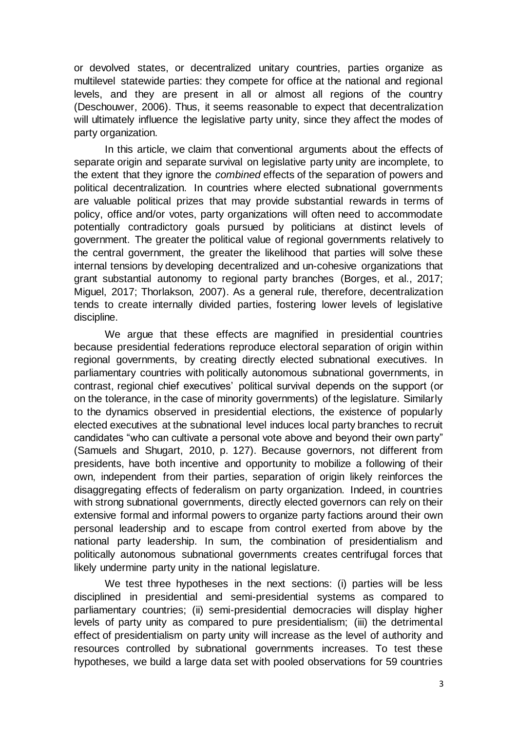or devolved states, or decentralized unitary countries, parties organize as multilevel statewide parties: they compete for office at the national and regional levels, and they are present in all or almost all regions of the country (Deschouwer, 2006). Thus, it seems reasonable to expect that decentralization will ultimately influence the legislative party unity, since they affect the modes of party organization.

In this article, we claim that conventional arguments about the effects of separate origin and separate survival on legislative party unity are incomplete, to the extent that they ignore the *combined* effects of the separation of powers and political decentralization. In countries where elected subnational governments are valuable political prizes that may provide substantial rewards in terms of policy, office and/or votes, party organizations will often need to accommodate potentially contradictory goals pursued by politicians at distinct levels of government. The greater the political value of regional governments relatively to the central government, the greater the likelihood that parties will solve these internal tensions by developing decentralized and un-cohesive organizations that grant substantial autonomy to regional party branches (Borges, et al., 2017; Miguel, 2017; Thorlakson, 2007). As a general rule, therefore, decentralization tends to create internally divided parties, fostering lower levels of legislative discipline.

We argue that these effects are magnified in presidential countries because presidential federations reproduce electoral separation of origin within regional governments, by creating directly elected subnational executives. In parliamentary countries with politically autonomous subnational governments, in contrast, regional chief executives' political survival depends on the support (or on the tolerance, in the case of minority governments) of the legislature. Similarly to the dynamics observed in presidential elections, the existence of popularly elected executives at the subnational level induces local party branches to recruit candidates "who can cultivate a personal vote above and beyond their own party" (Samuels and Shugart, 2010, p. 127). Because governors, not different from presidents, have both incentive and opportunity to mobilize a following of their own, independent from their parties, separation of origin likely reinforces the disaggregating effects of federalism on party organization. Indeed, in countries with strong subnational governments, directly elected governors can rely on their extensive formal and informal powers to organize party factions around their own personal leadership and to escape from control exerted from above by the national party leadership. In sum, the combination of presidentialism and politically autonomous subnational governments creates centrifugal forces that likely undermine party unity in the national legislature.

We test three hypotheses in the next sections: (i) parties will be less disciplined in presidential and semi-presidential systems as compared to parliamentary countries; (ii) semi-presidential democracies will display higher levels of party unity as compared to pure presidentialism; (iii) the detrimental effect of presidentialism on party unity will increase as the level of authority and resources controlled by subnational governments increases. To test these hypotheses, we build a large data set with pooled observations for 59 countries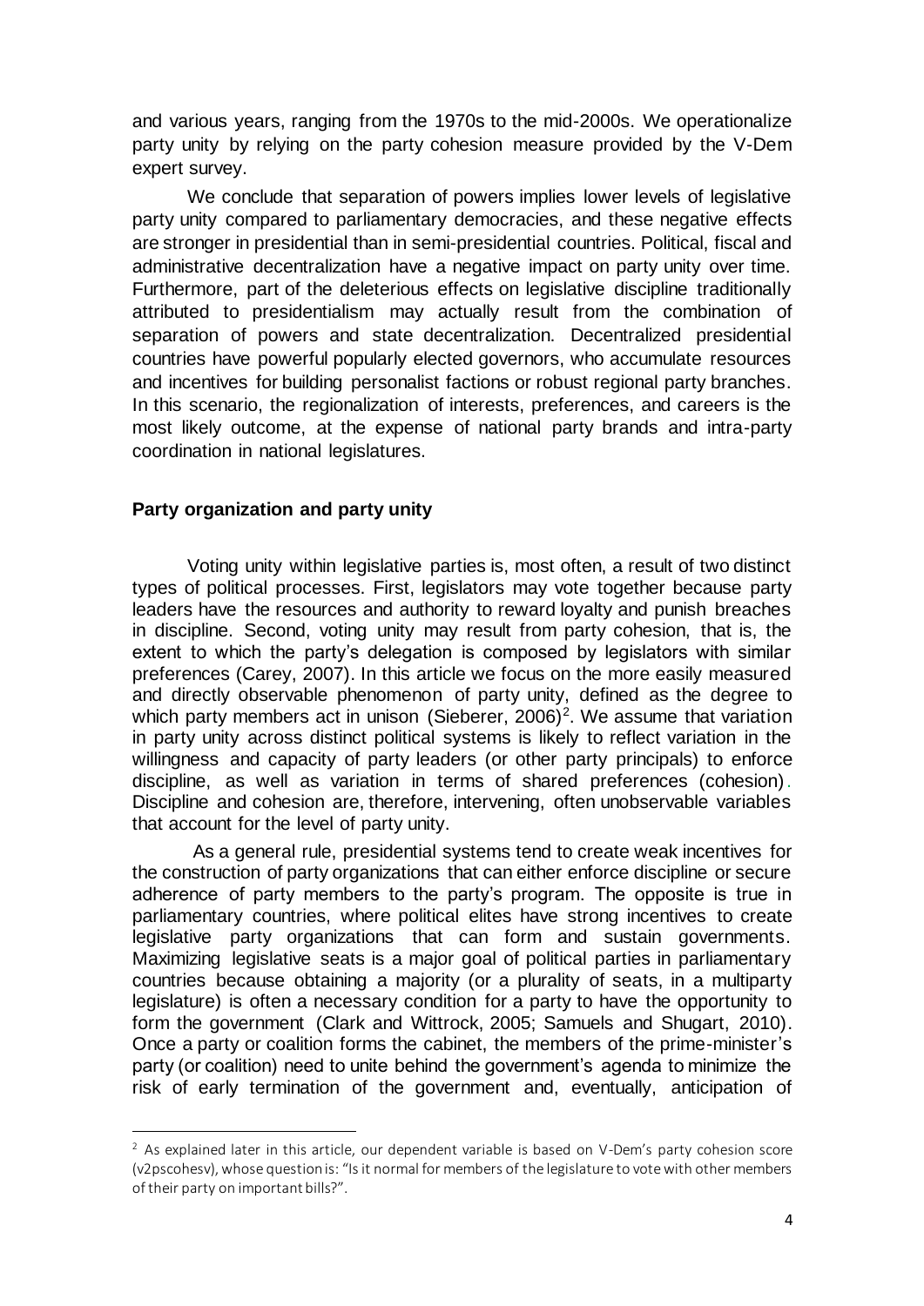and various years, ranging from the 1970s to the mid-2000s. We operationalize party unity by relying on the party cohesion measure provided by the V-Dem expert survey.

We conclude that separation of powers implies lower levels of legislative party unity compared to parliamentary democracies, and these negative effects are stronger in presidential than in semi-presidential countries. Political, fiscal and administrative decentralization have a negative impact on party unity over time. Furthermore, part of the deleterious effects on legislative discipline traditionally attributed to presidentialism may actually result from the combination of separation of powers and state decentralization. Decentralized presidential countries have powerful popularly elected governors, who accumulate resources and incentives for building personalist factions or robust regional party branches. In this scenario, the regionalization of interests, preferences, and careers is the most likely outcome, at the expense of national party brands and intra-party coordination in national legislatures.

## Party organization and party unity

Voting unity within legislative parties is, most often, a result of two distinct types of political processes. First, legislators may vote together because party leaders have the resources and authority to reward loyalty and punish breaches in discipline. Second, voting unity may result from party cohesion, that is, the extent to which the party's delegation is composed by legislators with similar preferences (Carey, 2007). In this article we focus on the more easily measured and directly observable phenomenon of party unity, defined as the degree to which party members act in unison (Sieberer, 2006)[2]. We assume that variation in party unity across distinct political systems is likely to reflect variation in the willingness and capacity of party leaders (or other party principals) to enforce discipline, as well as variation in terms of shared preferences (cohesion). Discipline and cohesion are, therefore, intervening, often unobservable variables that account for the level of party unity.

As a general rule, presidential systems tend to create weak incentives for the construction of party organizations that can either enforce discipline or secure adherence of party members to the party's program. The opposite is true in parliamentary countries, where political elites have strong incentives to create legislative party organizations that can form and sustain governments. Maximizing legislative seats is a major goal of political parties in parliamentary countries because obtaining a majority (or a plurality of seats, in a multiparty legislature) is often a necessary condition for a party to have the opportunity to form the government (Clark and Wittrock, 2005; Samuels and Shugart, 2010). Once a party or coalition forms the cabinet, the members of the prime-minister's party (or coalition) need to unite behind the government's agenda to minimize the risk of early termination of the government and, eventually, anticipation of

---

[2] As explained later in this article, our dependent variable is based on V-Dem's party cohesion score (v2pscohesv), whose question is: "Is it normal for members of the legislature to vote with other members of their party on important bills?".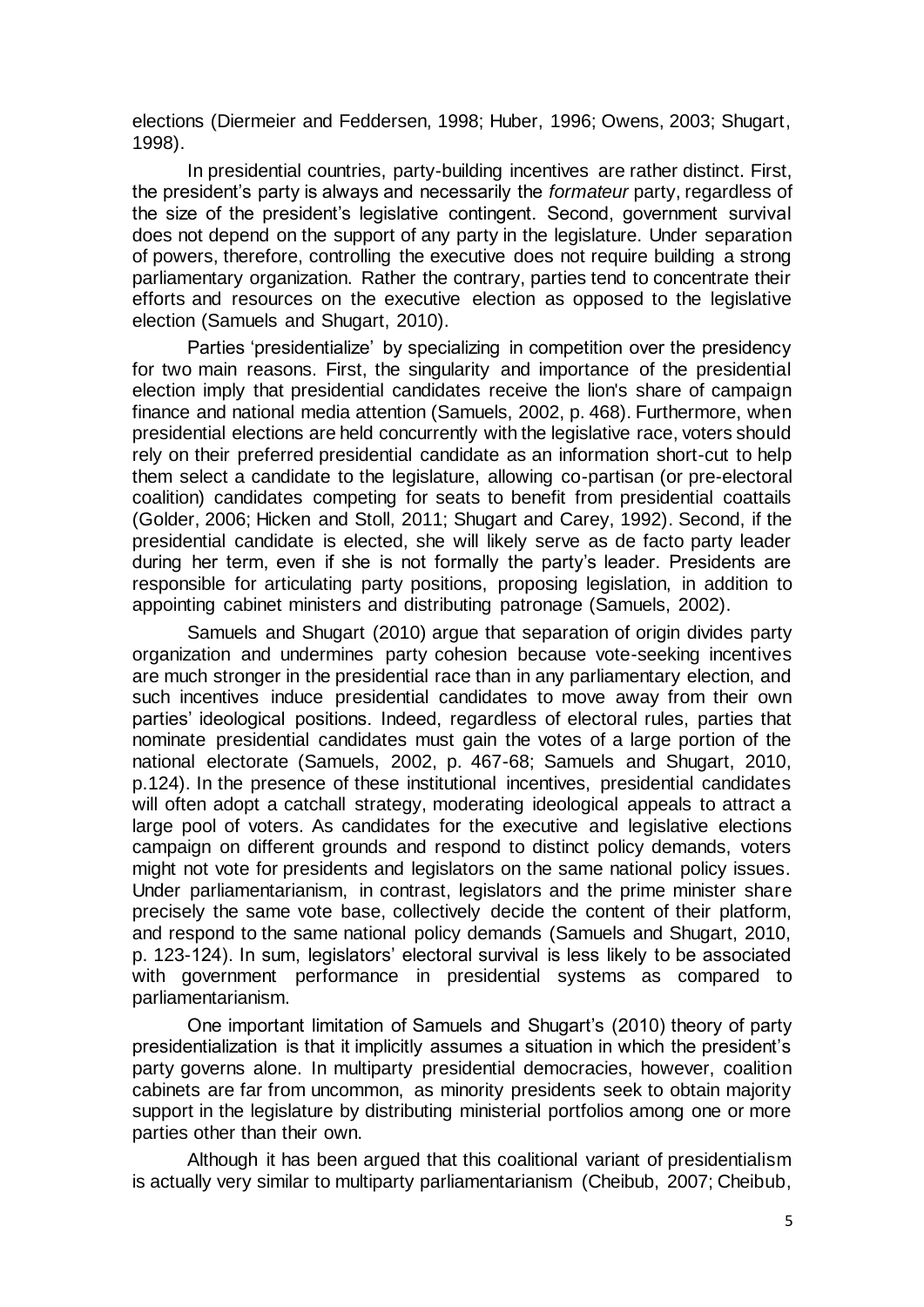elections (Diermeier and Feddersen, 1998; Huber, 1996; Owens, 2003; Shugart, 1998).

In presidential countries, party-building incentives are rather distinct. First, the president's party is always and necessarily the *formateur* party, regardless of the size of the president's legislative contingent. Second, government survival does not depend on the support of any party in the legislature. Under separation of powers, therefore, controlling the executive does not require building a strong parliamentary organization. Rather the contrary, parties tend to concentrate their efforts and resources on the executive election as opposed to the legislative election (Samuels and Shugart, 2010).

Parties 'presidentialize' by specializing in competition over the presidency for two main reasons. First, the singularity and importance of the presidential election imply that presidential candidates receive the lion's share of campaign finance and national media attention (Samuels, 2002, p. 468). Furthermore, when presidential elections are held concurrently with the legislative race, voters should rely on their preferred presidential candidate as an information short-cut to help them select a candidate to the legislature, allowing co-partisan (or pre-electoral coalition) candidates competing for seats to benefit from presidential coattails (Golder, 2006; Hicken and Stoll, 2011; Shugart and Carey, 1992). Second, if the presidential candidate is elected, she will likely serve as de facto party leader during her term, even if she is not formally the party's leader. Presidents are responsible for articulating party positions, proposing legislation, in addition to appointing cabinet ministers and distributing patronage (Samuels, 2002).

Samuels and Shugart (2010) argue that separation of origin divides party organization and undermines party cohesion because vote-seeking incentives are much stronger in the presidential race than in any parliamentary election, and such incentives induce presidential candidates to move away from their own parties' ideological positions. Indeed, regardless of electoral rules, parties that nominate presidential candidates must gain the votes of a large portion of the national electorate (Samuels, 2002, p. 467-68; Samuels and Shugart, 2010, p.124). In the presence of these institutional incentives, presidential candidates will often adopt a catchall strategy, moderating ideological appeals to attract a large pool of voters. As candidates for the executive and legislative elections campaign on different grounds and respond to distinct policy demands, voters might not vote for presidents and legislators on the same national policy issues. Under parliamentarianism, in contrast, legislators and the prime minister share precisely the same vote base, collectively decide the content of their platform, and respond to the same national policy demands (Samuels and Shugart, 2010, p. 123-124). In sum, legislators' electoral survival is less likely to be associated with government performance in presidential systems as compared to parliamentarianism.

One important limitation of Samuels and Shugart's (2010) theory of party presidentialization is that it implicitly assumes a situation in which the president's party governs alone. In multiparty presidential democracies, however, coalition cabinets are far from uncommon, as minority presidents seek to obtain majority support in the legislature by distributing ministerial portfolios among one or more parties other than their own.

Although it has been argued that this coalitional variant of presidentialism is actually very similar to multiparty parliamentarianism (Cheibub, 2007; Cheibub,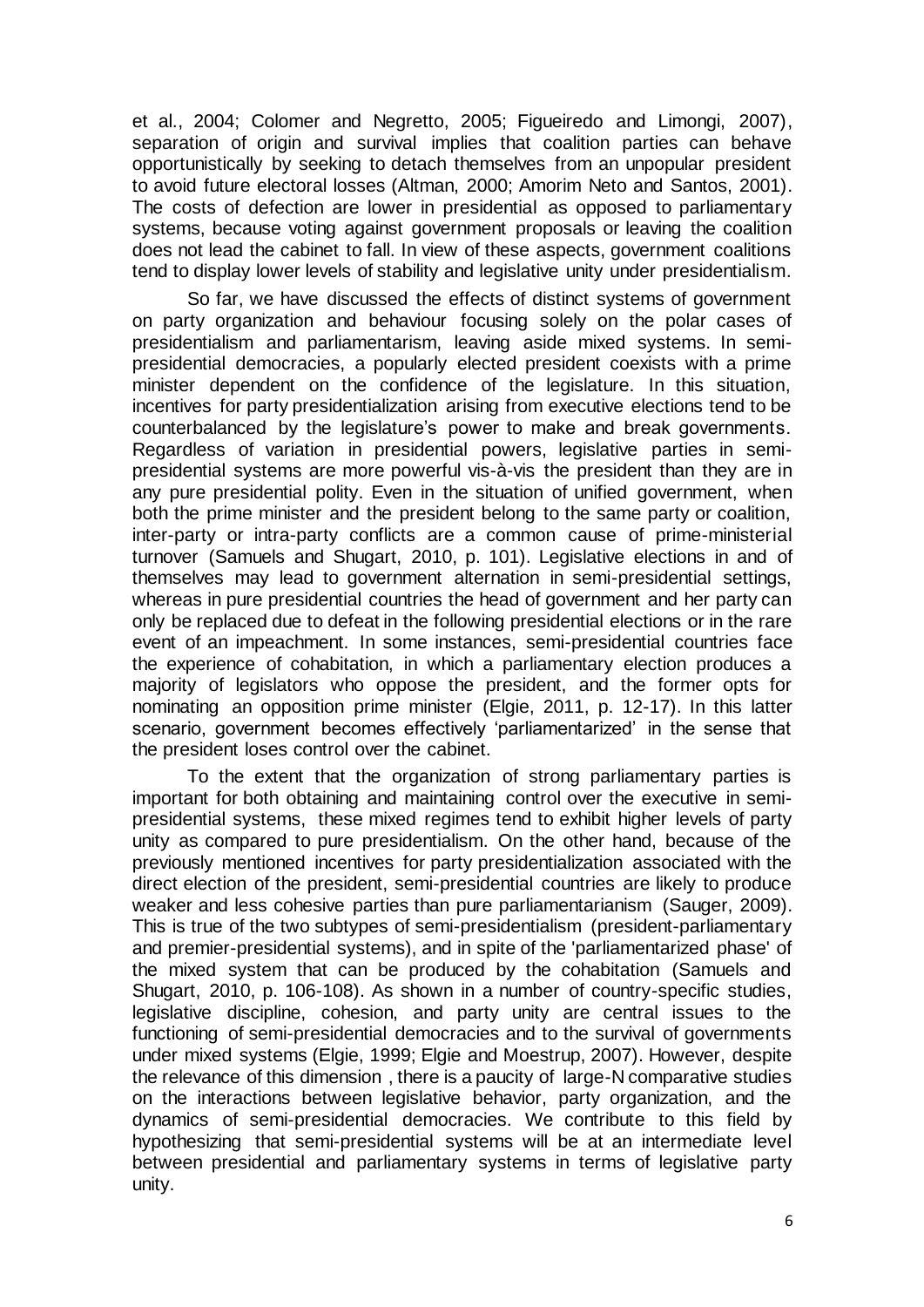et al., 2004; Colomer and Negretto, 2005; Figueiredo and Limongi, 2007), separation of origin and survival implies that coalition parties can behave opportunistically by seeking to detach themselves from an unpopular president to avoid future electoral losses (Altman, 2000; Amorim Neto and Santos, 2001). The costs of defection are lower in presidential as opposed to parliamentary systems, because voting against government proposals or leaving the coalition does not lead the cabinet to fall. In view of these aspects, government coalitions tend to display lower levels of stability and legislative unity under presidentialism.

So far, we have discussed the effects of distinct systems of government on party organization and behaviour focusing solely on the polar cases of presidentialism and parliamentarism, leaving aside mixed systems. In semi-presidential democracies, a popularly elected president coexists with a prime minister dependent on the confidence of the legislature. In this situation, incentives for party presidentialization arising from executive elections tend to be counterbalanced by the legislature's power to make and break governments. Regardless of variation in presidential powers, legislative parties in semi-presidential systems are more powerful vis-à-vis the president than they are in any pure presidential polity. Even in the situation of unified government, when both the prime minister and the president belong to the same party or coalition, inter-party or intra-party conflicts are a common cause of prime-ministerial turnover (Samuels and Shugart, 2010, p. 101). Legislative elections in and of themselves may lead to government alternation in semi-presidential settings, whereas in pure presidential countries the head of government and her party can only be replaced due to defeat in the following presidential elections or in the rare event of an impeachment. In some instances, semi-presidential countries face the experience of cohabitation, in which a parliamentary election produces a majority of legislators who oppose the president, and the former opts for nominating an opposition prime minister (Elgie, 2011, p. 12-17). In this latter scenario, government becomes effectively 'parliamentarized' in the sense that the president loses control over the cabinet.

To the extent that the organization of strong parliamentary parties is important for both obtaining and maintaining control over the executive in semi-presidential systems, these mixed regimes tend to exhibit higher levels of party unity as compared to pure presidentialism. On the other hand, because of the previously mentioned incentives for party presidentialization associated with the direct election of the president, semi-presidential countries are likely to produce weaker and less cohesive parties than pure parliamentarianism (Sauger, 2009). This is true of the two subtypes of semi-presidentialism (president-parliamentary and premier-presidential systems), and in spite of the 'parliamentarized phase' of the mixed system that can be produced by the cohabitation (Samuels and Shugart, 2010, p. 106-108). As shown in a number of country-specific studies, legislative discipline, cohesion, and party unity are central issues to the functioning of semi-presidential democracies and to the survival of governments under mixed systems (Elgie, 1999; Elgie and Moestrup, 2007). However, despite the relevance of this dimension , there is a paucity of large-N comparative studies on the interactions between legislative behavior, party organization, and the dynamics of semi-presidential democracies. We contribute to this field by hypothesizing that semi-presidential systems will be at an intermediate level between presidential and parliamentary systems in terms of legislative party unity.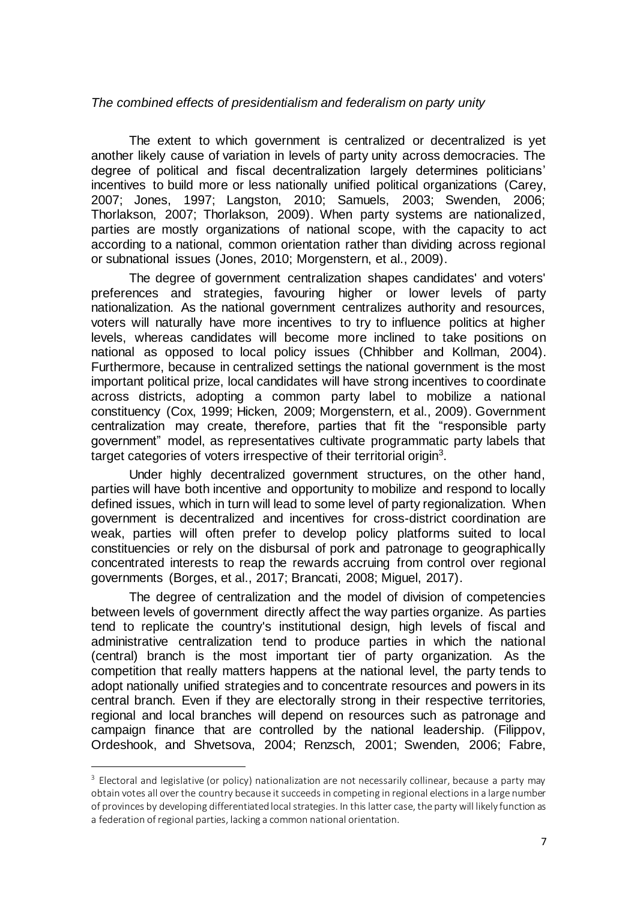*The combined effects of presidentialism and federalism on party unity*

The extent to which government is centralized or decentralized is yet another likely cause of variation in levels of party unity across democracies. The degree of political and fiscal decentralization largely determines politicians' incentives to build more or less nationally unified political organizations (Carey, 2007; Jones, 1997; Langston, 2010; Samuels, 2003; Swenden, 2006; Thorlakson, 2007; Thorlakson, 2009). When party systems are nationalized, parties are mostly organizations of national scope, with the capacity to act according to a national, common orientation rather than dividing across regional or subnational issues (Jones, 2010; Morgenstern, et al., 2009).

The degree of government centralization shapes candidates' and voters' preferences and strategies, favouring higher or lower levels of party nationalization. As the national government centralizes authority and resources, voters will naturally have more incentives to try to influence politics at higher levels, whereas candidates will become more inclined to take positions on national as opposed to local policy issues (Chhibber and Kollman, 2004). Furthermore, because in centralized settings the national government is the most important political prize, local candidates will have strong incentives to coordinate across districts, adopting a common party label to mobilize a national constituency (Cox, 1999; Hicken, 2009; Morgenstern, et al., 2009). Government centralization may create, therefore, parties that fit the "responsible party government" model, as representatives cultivate programmatic party labels that target categories of voters irrespective of their territorial origin[3].

Under highly decentralized government structures, on the other hand, parties will have both incentive and opportunity to mobilize and respond to locally defined issues, which in turn will lead to some level of party regionalization. When government is decentralized and incentives for cross-district coordination are weak, parties will often prefer to develop policy platforms suited to local constituencies or rely on the disbursal of pork and patronage to geographically concentrated interests to reap the rewards accruing from control over regional governments (Borges, et al., 2017; Brancati, 2008; Miguel, 2017).

The degree of centralization and the model of division of competencies between levels of government directly affect the way parties organize. As parties tend to replicate the country's institutional design, high levels of fiscal and administrative centralization tend to produce parties in which the national (central) branch is the most important tier of party organization. As the competition that really matters happens at the national level, the party tends to adopt nationally unified strategies and to concentrate resources and powers in its central branch. Even if they are electorally strong in their respective territories, regional and local branches will depend on resources such as patronage and campaign finance that are controlled by the national leadership. (Filippov, Ordeshook, and Shvetsova, 2004; Renzsch, 2001; Swenden, 2006; Fabre,

[3] Electoral and legislative (or policy) nationalization are not necessarily collinear, because a party may obtain votes all over the country because it succeeds in competing in regional elections in a large number of provinces by developing differentiated local strategies. In this latter case, the party will likely function as a federation of regional parties, lacking a common national orientation.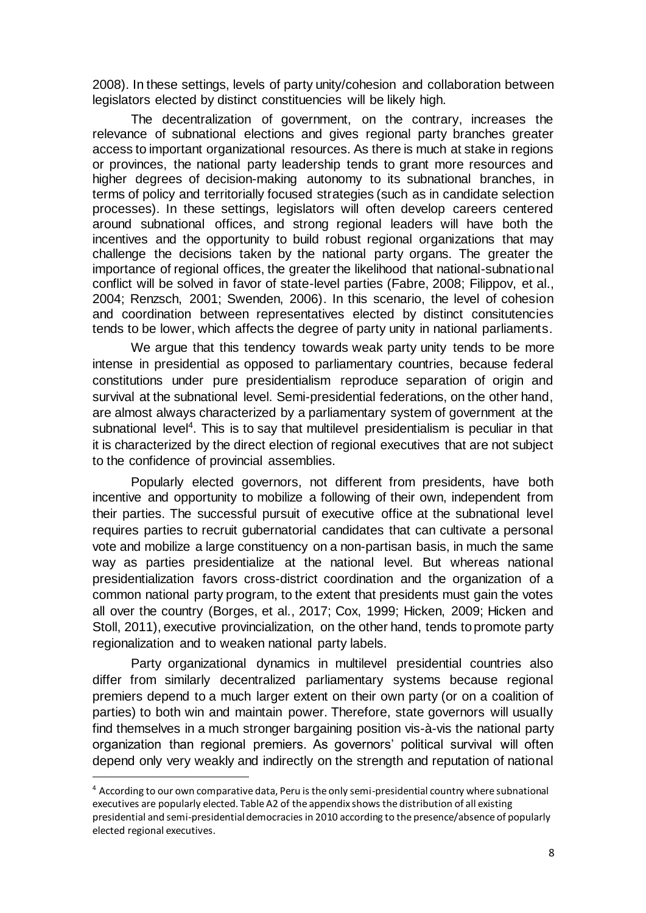2008). In these settings, levels of party unity/cohesion and collaboration between legislators elected by distinct constituencies will be likely high.

The decentralization of government, on the contrary, increases the relevance of subnational elections and gives regional party branches greater access to important organizational resources. As there is much at stake in regions or provinces, the national party leadership tends to grant more resources and higher degrees of decision-making autonomy to its subnational branches, in terms of policy and territorially focused strategies (such as in candidate selection processes). In these settings, legislators will often develop careers centered around subnational offices, and strong regional leaders will have both the incentives and the opportunity to build robust regional organizations that may challenge the decisions taken by the national party organs. The greater the importance of regional offices, the greater the likelihood that national-subnational conflict will be solved in favor of state-level parties (Fabre, 2008; Filippov, et al., 2004; Renzsch, 2001; Swenden, 2006). In this scenario, the level of cohesion and coordination between representatives elected by distinct consitutencies tends to be lower, which affects the degree of party unity in national parliaments.

We argue that this tendency towards weak party unity tends to be more intense in presidential as opposed to parliamentary countries, because federal constitutions under pure presidentialism reproduce separation of origin and survival at the subnational level. Semi-presidential federations, on the other hand, are almost always characterized by a parliamentary system of government at the subnational level[4]. This is to say that multilevel presidentialism is peculiar in that it is characterized by the direct election of regional executives that are not subject to the confidence of provincial assemblies.

Popularly elected governors, not different from presidents, have both incentive and opportunity to mobilize a following of their own, independent from their parties. The successful pursuit of executive office at the subnational level requires parties to recruit gubernatorial candidates that can cultivate a personal vote and mobilize a large constituency on a non-partisan basis, in much the same way as parties presidentialize at the national level. But whereas national presidentialization favors cross-district coordination and the organization of a common national party program, to the extent that presidents must gain the votes all over the country (Borges, et al., 2017; Cox, 1999; Hicken, 2009; Hicken and Stoll, 2011), executive provincialization, on the other hand, tends to promote party regionalization and to weaken national party labels.

Party organizational dynamics in multilevel presidential countries also differ from similarly decentralized parliamentary systems because regional premiers depend to a much larger extent on their own party (or on a coalition of parties) to both win and maintain power. Therefore, state governors will usually find themselves in a much stronger bargaining position vis-à-vis the national party organization than regional premiers. As governors' political survival will often depend only very weakly and indirectly on the strength and reputation of national

[4] According to our own comparative data, Peru is the only semi-presidential country where subnational executives are popularly elected. Table A2 of the appendix shows the distribution of all existing presidential and semi-presidential democracies in 2010 according to the presence/absence of popularly elected regional executives.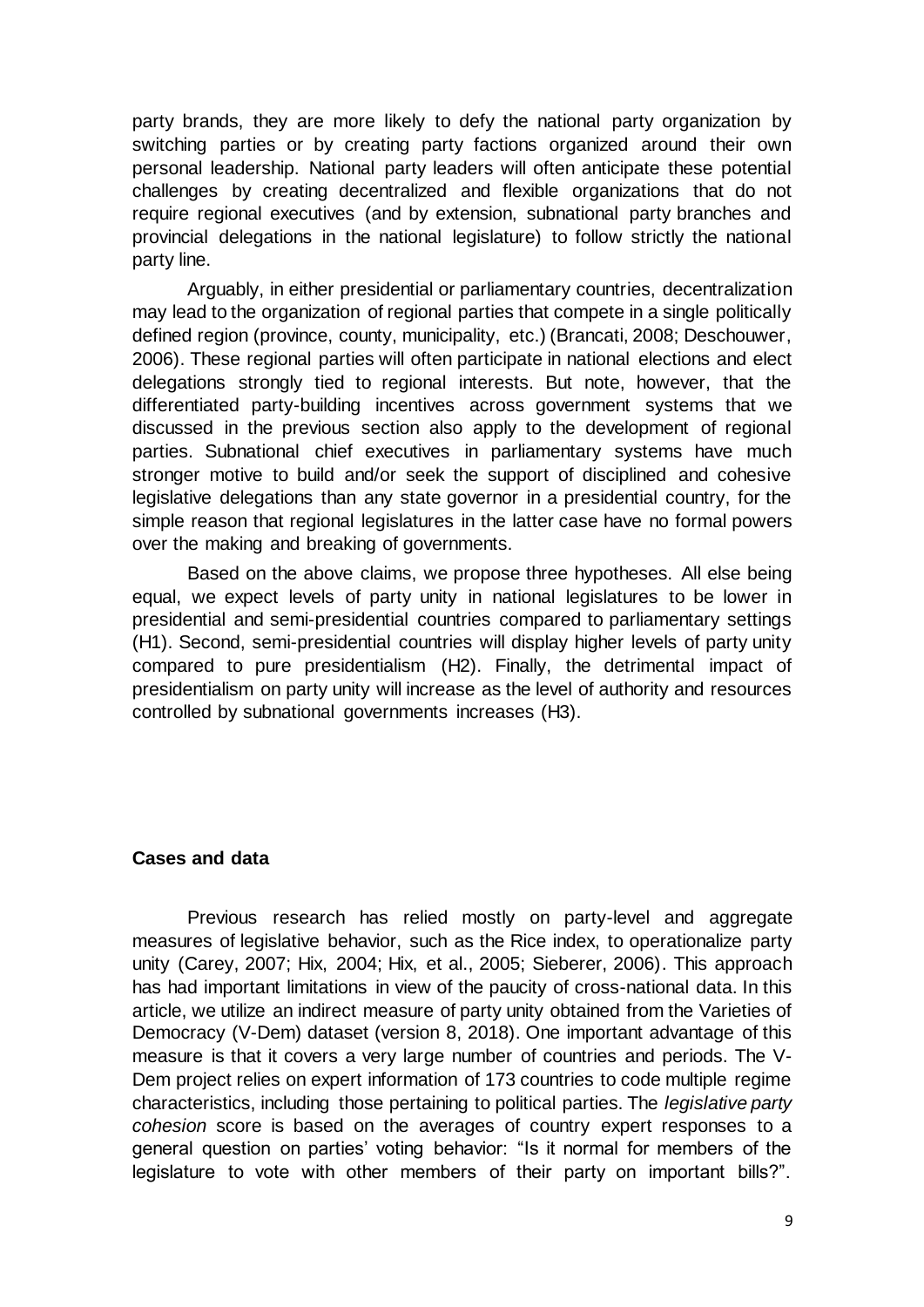party brands, they are more likely to defy the national party organization by switching parties or by creating party factions organized around their own personal leadership. National party leaders will often anticipate these potential challenges by creating decentralized and flexible organizations that do not require regional executives (and by extension, subnational party branches and provincial delegations in the national legislature) to follow strictly the national party line.

Arguably, in either presidential or parliamentary countries, decentralization may lead to the organization of regional parties that compete in a single politically defined region (province, county, municipality, etc.) (Brancati, 2008; Deschouwer, 2006). These regional parties will often participate in national elections and elect delegations strongly tied to regional interests. But note, however, that the differentiated party-building incentives across government systems that we discussed in the previous section also apply to the development of regional parties. Subnational chief executives in parliamentary systems have much stronger motive to build and/or seek the support of disciplined and cohesive legislative delegations than any state governor in a presidential country, for the simple reason that regional legislatures in the latter case have no formal powers over the making and breaking of governments.

Based on the above claims, we propose three hypotheses. All else being equal, we expect levels of party unity in national legislatures to be lower in presidential and semi-presidential countries compared to parliamentary settings (H1). Second, semi-presidential countries will display higher levels of party unity compared to pure presidentialism (H2). Finally, the detrimental impact of presidentialism on party unity will increase as the level of authority and resources controlled by subnational governments increases (H3).

## Cases and data

Previous research has relied mostly on party-level and aggregate measures of legislative behavior, such as the Rice index, to operationalize party unity (Carey, 2007; Hix, 2004; Hix, et al., 2005; Sieberer, 2006). This approach has had important limitations in view of the paucity of cross-national data. In this article, we utilize an indirect measure of party unity obtained from the Varieties of Democracy (V-Dem) dataset (version 8, 2018). One important advantage of this measure is that it covers a very large number of countries and periods. The V-Dem project relies on expert information of 173 countries to code multiple regime characteristics, including those pertaining to political parties. The *legislative party cohesion* score is based on the averages of country expert responses to a general question on parties' voting behavior: "Is it normal for members of the legislature to vote with other members of their party on important bills?".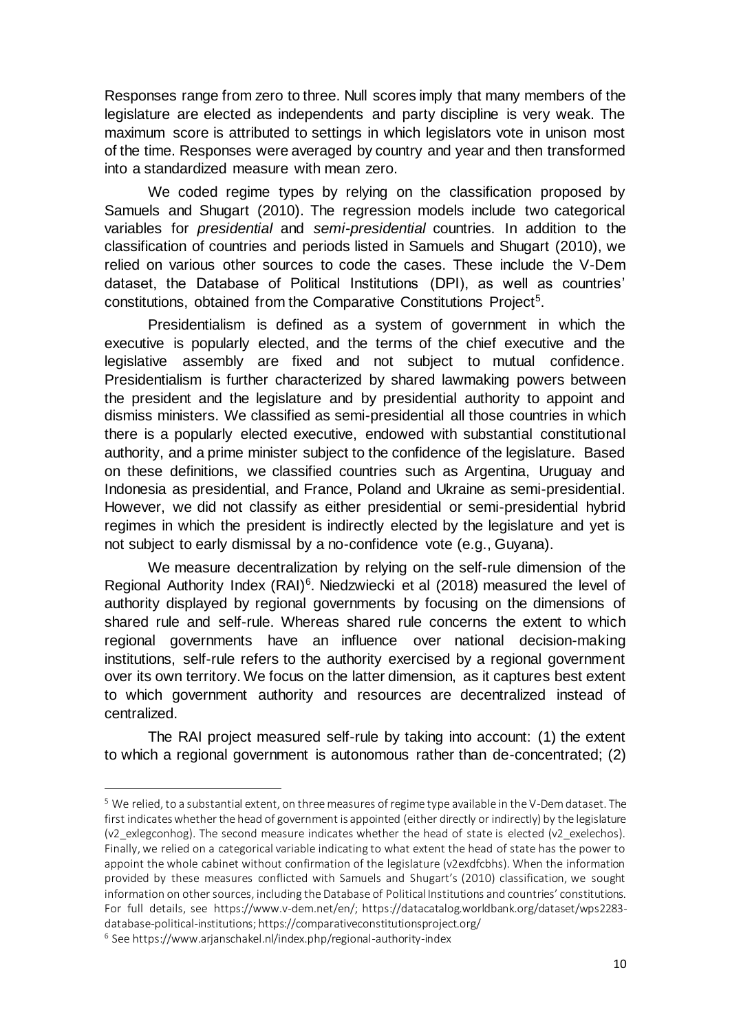Responses range from zero to three. Null scores imply that many members of the legislature are elected as independents and party discipline is very weak. The maximum score is attributed to settings in which legislators vote in unison most of the time. Responses were averaged by country and year and then transformed into a standardized measure with mean zero.

We coded regime types by relying on the classification proposed by Samuels and Shugart (2010). The regression models include two categorical variables for *presidential* and *semi-presidential* countries. In addition to the classification of countries and periods listed in Samuels and Shugart (2010), we relied on various other sources to code the cases. These include the V-Dem dataset, the Database of Political Institutions (DPI), as well as countries' constitutions, obtained from the Comparative Constitutions Project[5].

Presidentialism is defined as a system of government in which the executive is popularly elected, and the terms of the chief executive and the legislative assembly are fixed and not subject to mutual confidence. Presidentialism is further characterized by shared lawmaking powers between the president and the legislature and by presidential authority to appoint and dismiss ministers. We classified as semi-presidential all those countries in which there is a popularly elected executive, endowed with substantial constitutional authority, and a prime minister subject to the confidence of the legislature. Based on these definitions, we classified countries such as Argentina, Uruguay and Indonesia as presidential, and France, Poland and Ukraine as semi-presidential. However, we did not classify as either presidential or semi-presidential hybrid regimes in which the president is indirectly elected by the legislature and yet is not subject to early dismissal by a no-confidence vote (e.g., Guyana).

We measure decentralization by relying on the self-rule dimension of the Regional Authority Index (RAI)[6]. Niedzwiecki et al (2018) measured the level of authority displayed by regional governments by focusing on the dimensions of shared rule and self-rule. Whereas shared rule concerns the extent to which regional governments have an influence over national decision-making institutions, self-rule refers to the authority exercised by a regional government over its own territory. We focus on the latter dimension, as it captures best extent to which government authority and resources are decentralized instead of centralized.

The RAI project measured self-rule by taking into account: (1) the extent to which a regional government is autonomous rather than de-concentrated; (2)

---

[5] We relied, to a substantial extent, on three measures of regime type available in the V-Dem dataset. The first indicates whether the head of government is appointed (either directly or indirectly) by the legislature (v2_exlegconhog). The second measure indicates whether the head of state is elected (v2_exelechos). Finally, we relied on a categorical variable indicating to what extent the head of state has the power to appoint the whole cabinet without confirmation of the legislature (v2exdfcbhs). When the information provided by these measures conflicted with Samuels and Shugart's (2010) classification, we sought information on other sources, including the Database of Political Institutions and countries' constitutions. For full details, see https://www.v-dem.net/en/; https://datacatalog.worldbank.org/dataset/wps2283-database-political-institutions; https://comparativeconstitutionsproject.org/

[6] See https://www.arjanschakel.nl/index.php/regional-authority-index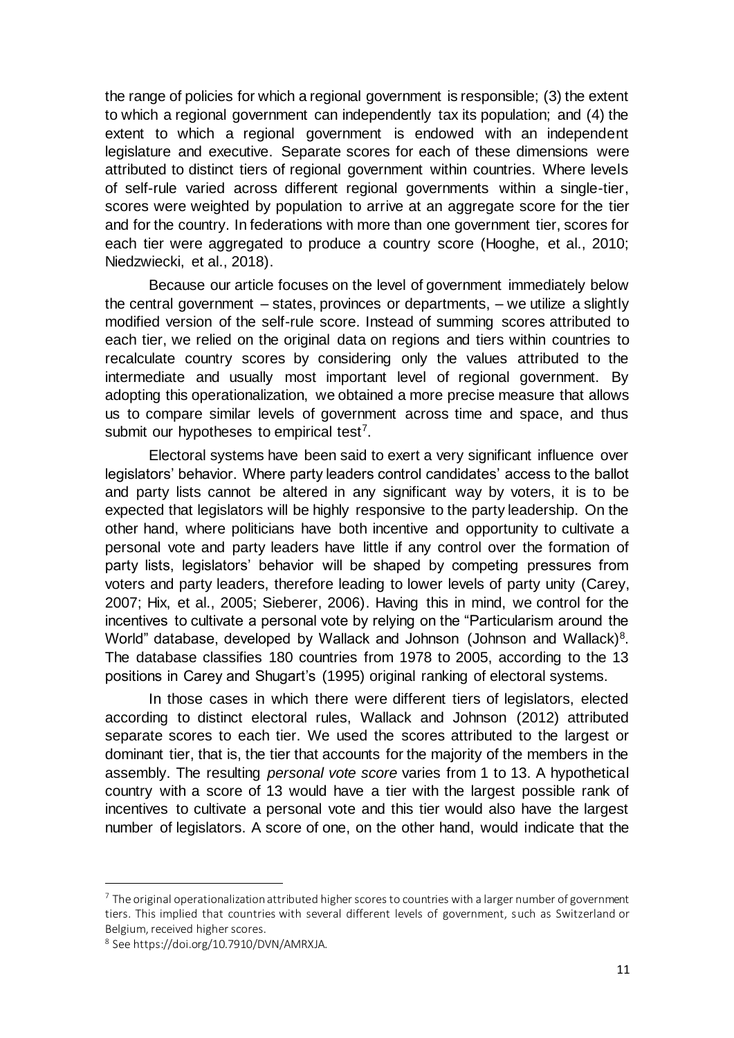the range of policies for which a regional government is responsible; (3) the extent to which a regional government can independently tax its population; and (4) the extent to which a regional government is endowed with an independent legislature and executive. Separate scores for each of these dimensions were attributed to distinct tiers of regional government within countries. Where levels of self-rule varied across different regional governments within a single-tier, scores were weighted by population to arrive at an aggregate score for the tier and for the country. In federations with more than one government tier, scores for each tier were aggregated to produce a country score (Hooghe, et al., 2010; Niedzwiecki, et al., 2018).

Because our article focuses on the level of government immediately below the central government – states, provinces or departments, – we utilize a slightly modified version of the self-rule score. Instead of summing scores attributed to each tier, we relied on the original data on regions and tiers within countries to recalculate country scores by considering only the values attributed to the intermediate and usually most important level of regional government. By adopting this operationalization, we obtained a more precise measure that allows us to compare similar levels of government across time and space, and thus submit our hypotheses to empirical test[7].

Electoral systems have been said to exert a very significant influence over legislators' behavior. Where party leaders control candidates' access to the ballot and party lists cannot be altered in any significant way by voters, it is to be expected that legislators will be highly responsive to the party leadership. On the other hand, where politicians have both incentive and opportunity to cultivate a personal vote and party leaders have little if any control over the formation of party lists, legislators' behavior will be shaped by competing pressures from voters and party leaders, therefore leading to lower levels of party unity (Carey, 2007; Hix, et al., 2005; Sieberer, 2006). Having this in mind, we control for the incentives to cultivate a personal vote by relying on the "Particularism around the World" database, developed by Wallack and Johnson (Johnson and Wallack)[8]. The database classifies 180 countries from 1978 to 2005, according to the 13 positions in Carey and Shugart's (1995) original ranking of electoral systems.

In those cases in which there were different tiers of legislators, elected according to distinct electoral rules, Wallack and Johnson (2012) attributed separate scores to each tier. We used the scores attributed to the largest or dominant tier, that is, the tier that accounts for the majority of the members in the assembly. The resulting *personal vote score* varies from 1 to 13. A hypothetical country with a score of 13 would have a tier with the largest possible rank of incentives to cultivate a personal vote and this tier would also have the largest number of legislators. A score of one, on the other hand, would indicate that the

[7] The original operationalization attributed higher scores to countries with a larger number of government tiers. This implied that countries with several different levels of government, such as Switzerland or Belgium, received higher scores.

[8] See https://doi.org/10.7910/DVN/AMRXJA.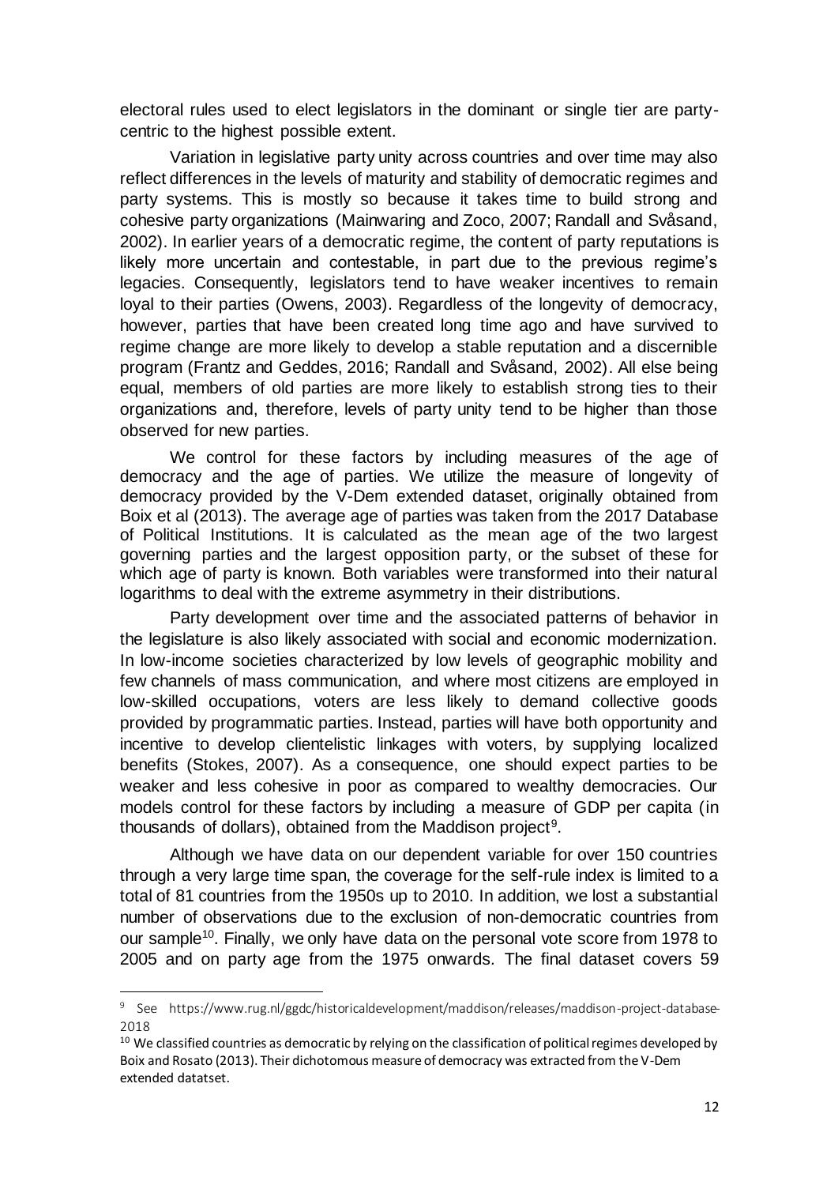electoral rules used to elect legislators in the dominant or single tier are party-centric to the highest possible extent.

Variation in legislative party unity across countries and over time may also reflect differences in the levels of maturity and stability of democratic regimes and party systems. This is mostly so because it takes time to build strong and cohesive party organizations (Mainwaring and Zoco, 2007; Randall and Svåsand, 2002). In earlier years of a democratic regime, the content of party reputations is likely more uncertain and contestable, in part due to the previous regime's legacies. Consequently, legislators tend to have weaker incentives to remain loyal to their parties (Owens, 2003). Regardless of the longevity of democracy, however, parties that have been created long time ago and have survived to regime change are more likely to develop a stable reputation and a discernible program (Frantz and Geddes, 2016; Randall and Svåsand, 2002). All else being equal, members of old parties are more likely to establish strong ties to their organizations and, therefore, levels of party unity tend to be higher than those observed for new parties.

We control for these factors by including measures of the age of democracy and the age of parties. We utilize the measure of longevity of democracy provided by the V-Dem extended dataset, originally obtained from Boix et al (2013). The average age of parties was taken from the 2017 Database of Political Institutions. It is calculated as the mean age of the two largest governing parties and the largest opposition party, or the subset of these for which age of party is known. Both variables were transformed into their natural logarithms to deal with the extreme asymmetry in their distributions.

Party development over time and the associated patterns of behavior in the legislature is also likely associated with social and economic modernization. In low-income societies characterized by low levels of geographic mobility and few channels of mass communication, and where most citizens are employed in low-skilled occupations, voters are less likely to demand collective goods provided by programmatic parties. Instead, parties will have both opportunity and incentive to develop clientelistic linkages with voters, by supplying localized benefits (Stokes, 2007). As a consequence, one should expect parties to be weaker and less cohesive in poor as compared to wealthy democracies. Our models control for these factors by including a measure of GDP per capita (in thousands of dollars), obtained from the Maddison project[9].

Although we have data on our dependent variable for over 150 countries through a very large time span, the coverage for the self-rule index is limited to a total of 81 countries from the 1950s up to 2010. In addition, we lost a substantial number of observations due to the exclusion of non-democratic countries from our sample[10]. Finally, we only have data on the personal vote score from 1978 to 2005 and on party age from the 1975 onwards. The final dataset covers 59

---

[9] See https://www.rug.nl/ggdc/historicaldevelopment/maddison/releases/maddison-project-database-2018

[10] We classified countries as democratic by relying on the classification of political regimes developed by Boix and Rosato (2013). Their dichotomous measure of democracy was extracted from the V-Dem extended datatset.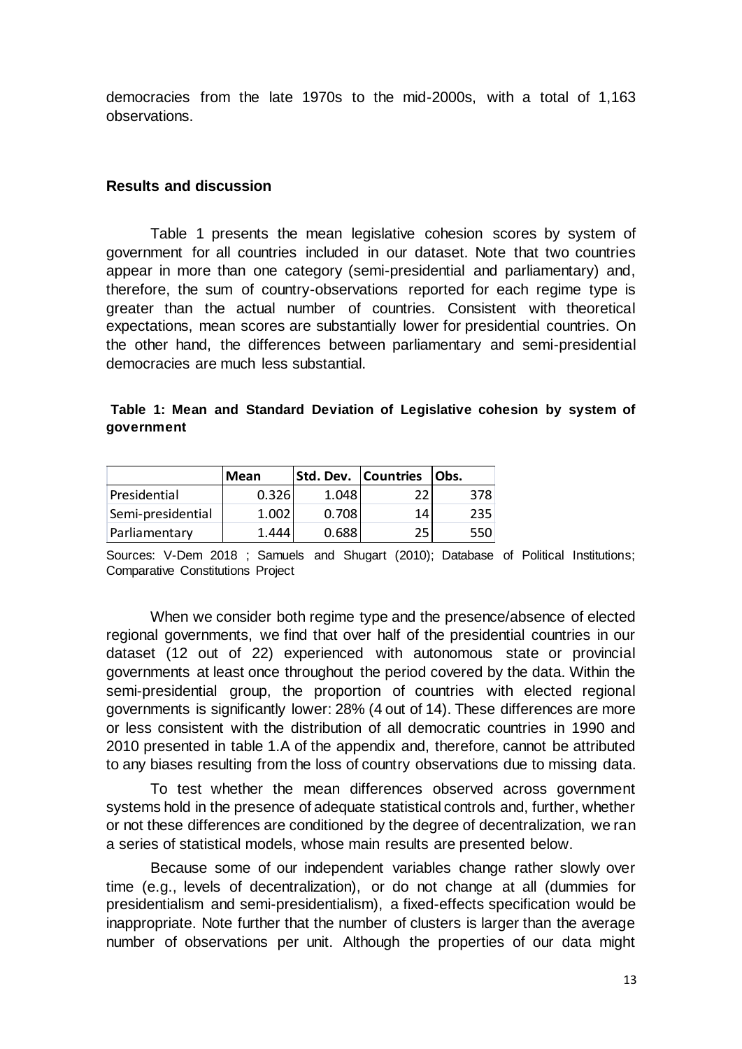democracies from the late 1970s to the mid-2000s, with a total of 1,163 observations.

### Results and discussion

Table 1 presents the mean legislative cohesion scores by system of government for all countries included in our dataset. Note that two countries appear in more than one category (semi-presidential and parliamentary) and, therefore, the sum of country-observations reported for each regime type is greater than the actual number of countries. Consistent with theoretical expectations, mean scores are substantially lower for presidential countries. On the other hand, the differences between parliamentary and semi-presidential democracies are much less substantial.

**Table 1: Mean and Standard Deviation of Legislative cohesion by system of government**

| | Mean | Std. Dev. | Countries | Obs. |
|---|---|---|---|---|
| Presidential | 0.326 | 1.048 | 22 | 378 |
| Semi-presidential | 1.002 | 0.708 | 14 | 235 |
| Parliamentary | 1.444 | 0.688 | 25 | 550 |

Sources: V-Dem 2018 ; Samuels and Shugart (2010); Database of Political Institutions; Comparative Constitutions Project

When we consider both regime type and the presence/absence of elected regional governments, we find that over half of the presidential countries in our dataset (12 out of 22) experienced with autonomous state or provincial governments at least once throughout the period covered by the data. Within the semi-presidential group, the proportion of countries with elected regional governments is significantly lower: 28% (4 out of 14). These differences are more or less consistent with the distribution of all democratic countries in 1990 and 2010 presented in table 1.A of the appendix and, therefore, cannot be attributed to any biases resulting from the loss of country observations due to missing data.

To test whether the mean differences observed across government systems hold in the presence of adequate statistical controls and, further, whether or not these differences are conditioned by the degree of decentralization, we ran a series of statistical models, whose main results are presented below.

Because some of our independent variables change rather slowly over time (e.g., levels of decentralization), or do not change at all (dummies for presidentialism and semi-presidentialism), a fixed-effects specification would be inappropriate. Note further that the number of clusters is larger than the average number of observations per unit. Although the properties of our data might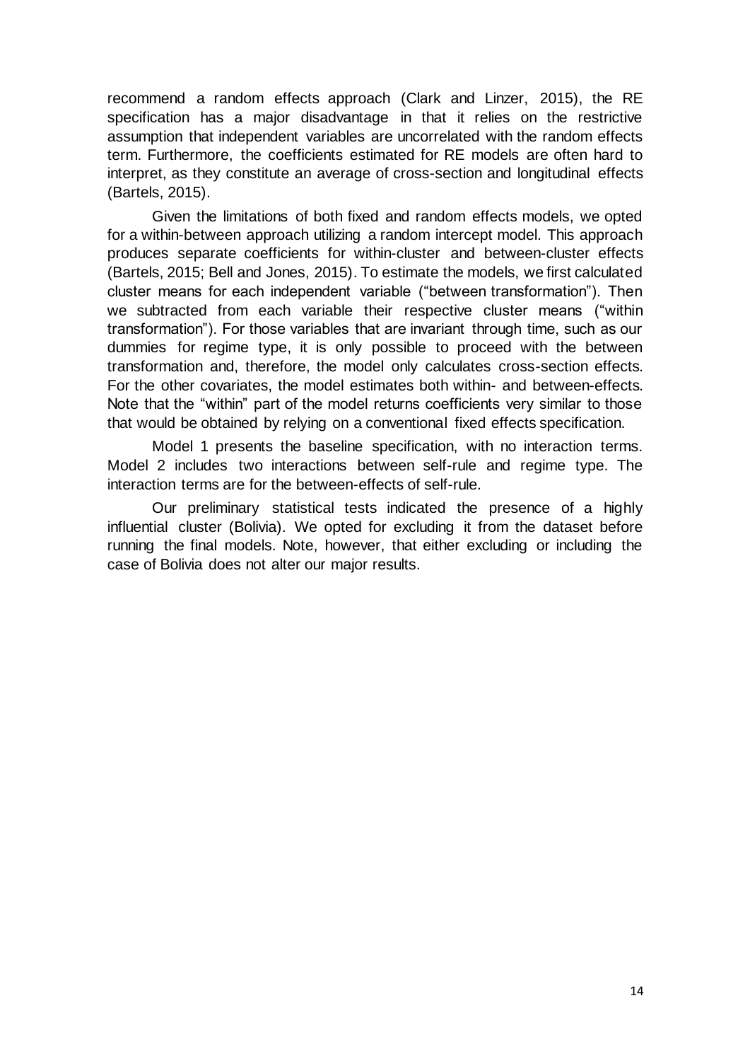recommend a random effects approach (Clark and Linzer, 2015), the RE specification has a major disadvantage in that it relies on the restrictive assumption that independent variables are uncorrelated with the random effects term. Furthermore, the coefficients estimated for RE models are often hard to interpret, as they constitute an average of cross-section and longitudinal effects (Bartels, 2015).

Given the limitations of both fixed and random effects models, we opted for a within-between approach utilizing a random intercept model. This approach produces separate coefficients for within-cluster and between-cluster effects (Bartels, 2015; Bell and Jones, 2015). To estimate the models, we first calculated cluster means for each independent variable ("between transformation"). Then we subtracted from each variable their respective cluster means ("within transformation"). For those variables that are invariant through time, such as our dummies for regime type, it is only possible to proceed with the between transformation and, therefore, the model only calculates cross-section effects. For the other covariates, the model estimates both within- and between-effects. Note that the "within" part of the model returns coefficients very similar to those that would be obtained by relying on a conventional fixed effects specification.

Model 1 presents the baseline specification, with no interaction terms. Model 2 includes two interactions between self-rule and regime type. The interaction terms are for the between-effects of self-rule.

Our preliminary statistical tests indicated the presence of a highly influential cluster (Bolivia). We opted for excluding it from the dataset before running the final models. Note, however, that either excluding or including the case of Bolivia does not alter our major results.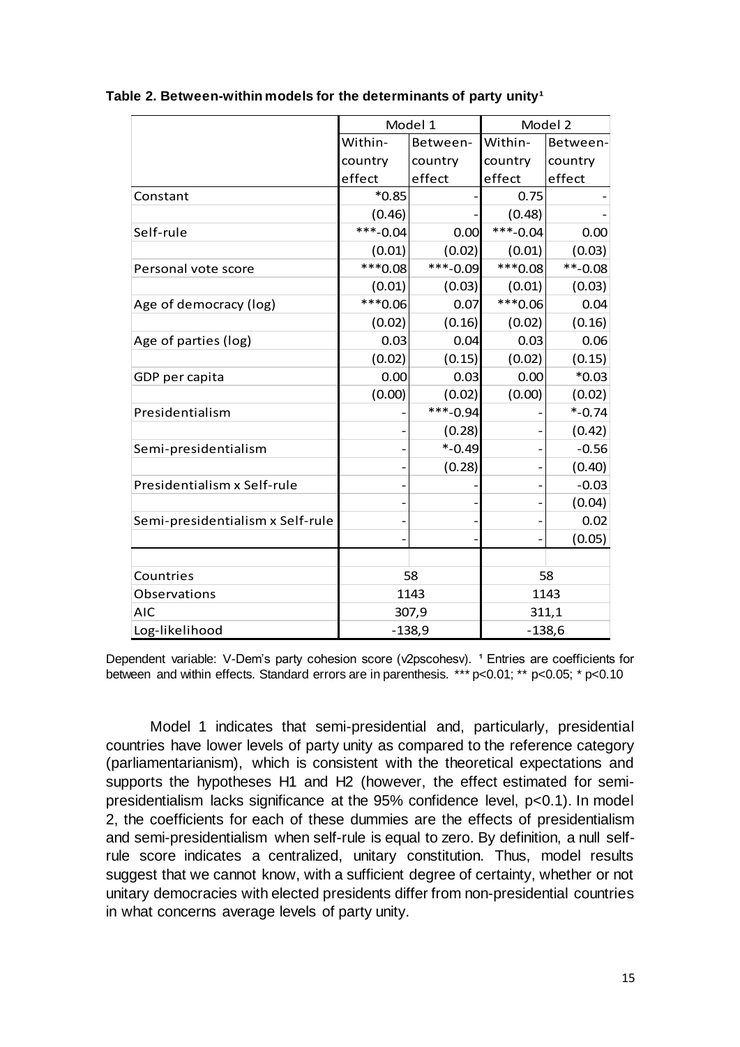**Table 2. Between-within models for the determinants of party unity[1]**

| | Model 1 | | Model 2 | |
|---|---|---|---|---|
| | Within-country effect | Between-country effect | Within-country effect | Between-country effect |
| Constant | *0.85 | - | 0.75 | - |
| | (0.46) | - | (0.48) | - |
| Self-rule | ***-0.04 | 0.00 | ***-0.04 | 0.00 |
| | (0.01) | (0.02) | (0.01) | (0.03) |
| Personal vote score | ***0.08 | ***-0.09 | ***0.08 | **-0.08 |
| | (0.01) | (0.03) | (0.01) | (0.03) |
| Age of democracy (log) | ***0.06 | 0.07 | ***0.06 | 0.04 |
| | (0.02) | (0.16) | (0.02) | (0.16) |
| Age of parties (log) | 0.03 | 0.04 | 0.03 | 0.06 |
| | (0.02) | (0.15) | (0.02) | (0.15) |
| GDP per capita | 0.00 | 0.03 | 0.00 | *0.03 |
| | (0.00) | (0.02) | (0.00) | (0.02) |
| Presidentialism | - | ***-0.94 | - | *-0.74 |
| | - | (0.28) | - | (0.42) |
| Semi-presidentialism | - | *-0.49 | - | -0.56 |
| | - | (0.28) | - | (0.40) |
| Presidentialism x Self-rule | - | - | - | -0.03 |
| | - | - | - | (0.04) |
| Semi-presidentialism x Self-rule | - | - | - | 0.02 |
| | - | - | - | (0.05) |
| | | | | |
| Countries | 58 | | 58 | |
| Observations | 1143 | | 1143 | |
| AIC | 307,9 | | 311,1 | |
| Log-likelihood | -138,9 | | -138,6 | |

Dependent variable: V-Dem's party cohesion score (v2pscohesv). [1] Entries are coefficients for between and within effects. Standard errors are in parenthesis. *** p<0.01; ** p<0.05; * p<0.10

Model 1 indicates that semi-presidential and, particularly, presidential countries have lower levels of party unity as compared to the reference category (parliamentarianism), which is consistent with the theoretical expectations and supports the hypotheses H1 and H2 (however, the effect estimated for semi-presidentialism lacks significance at the 95% confidence level, p<0.1). In model 2, the coefficients for each of these dummies are the effects of presidentialism and semi-presidentialism when self-rule is equal to zero. By definition, a null self-rule score indicates a centralized, unitary constitution. Thus, model results suggest that we cannot know, with a sufficient degree of certainty, whether or not unitary democracies with elected presidents differ from non-presidential countries in what concerns average levels of party unity.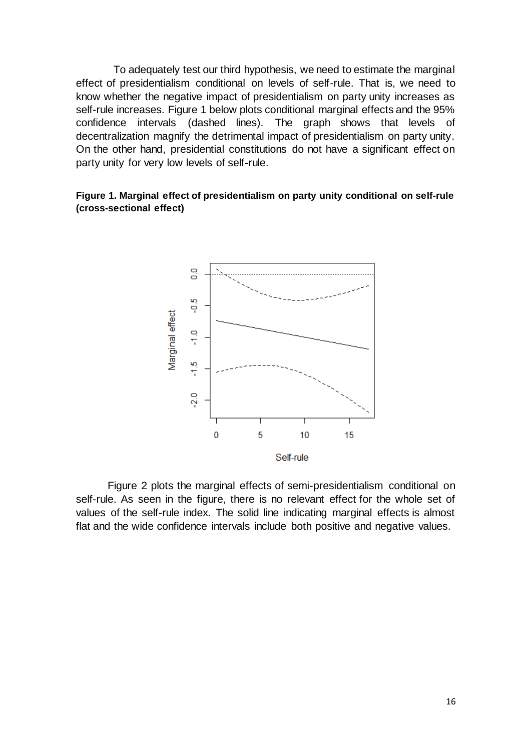To adequately test our third hypothesis, we need to estimate the marginal effect of presidentialism conditional on levels of self-rule. That is, we need to know whether the negative impact of presidentialism on party unity increases as self-rule increases. Figure 1 below plots conditional marginal effects and the 95% confidence intervals (dashed lines). The graph shows that levels of decentralization magnify the detrimental impact of presidentialism on party unity. On the other hand, presidential constitutions do not have a significant effect on party unity for very low levels of self-rule.

**Figure 1. Marginal effect of presidentialism on party unity conditional on self-rule (cross-sectional effect)**

Marginal effect

0.0
-0.5
-1.0
-1.5
-2.0

0
5
10
15

Self-rule

Figure 2 plots the marginal effects of semi-presidentialism conditional on self-rule. As seen in the figure, there is no relevant effect for the whole set of values of the self-rule index. The solid line indicating marginal effects is almost flat and the wide confidence intervals include both positive and negative values.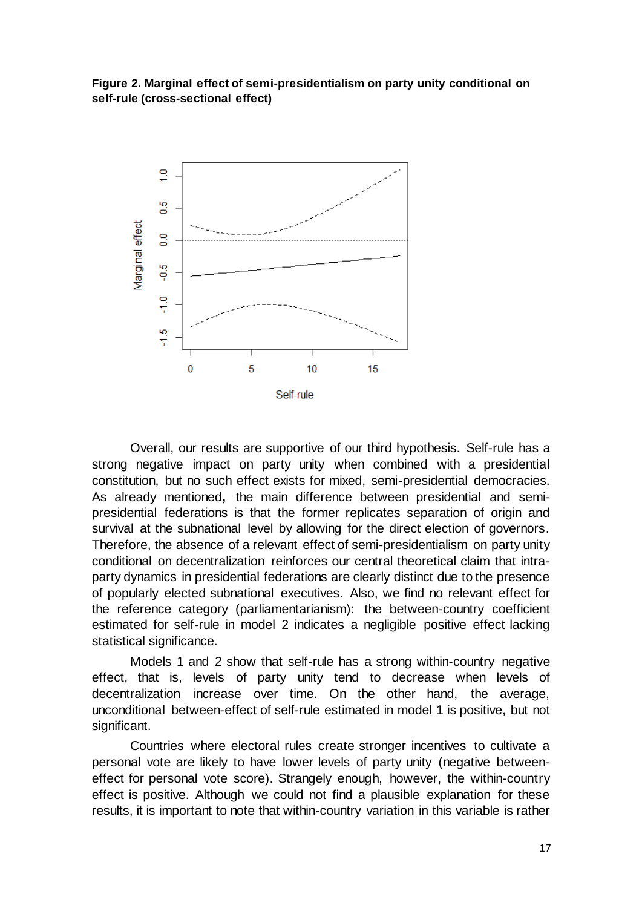**Figure 2. Marginal effect of semi-presidentialism on party unity conditional on self-rule (cross-sectional effect)**

Marginal effect

1.0
0.5
0.0
-0.5
-1.0
-1.5

0
5
10
15

Self-rule

Overall, our results are supportive of our third hypothesis. Self-rule has a strong negative impact on party unity when combined with a presidential constitution, but no such effect exists for mixed, semi-presidential democracies. As already mentioned**,** the main difference between presidential and semi-presidential federations is that the former replicates separation of origin and survival at the subnational level by allowing for the direct election of governors. Therefore, the absence of a relevant effect of semi-presidentialism on party unity conditional on decentralization reinforces our central theoretical claim that intra-party dynamics in presidential federations are clearly distinct due to the presence of popularly elected subnational executives. Also, we find no relevant effect for the reference category (parliamentarianism): the between-country coefficient estimated for self-rule in model 2 indicates a negligible positive effect lacking statistical significance.

Models 1 and 2 show that self-rule has a strong within-country negative effect, that is, levels of party unity tend to decrease when levels of decentralization increase over time. On the other hand, the average, unconditional between-effect of self-rule estimated in model 1 is positive, but not significant.

Countries where electoral rules create stronger incentives to cultivate a personal vote are likely to have lower levels of party unity (negative between-effect for personal vote score). Strangely enough, however, the within-country effect is positive. Although we could not find a plausible explanation for these results, it is important to note that within-country variation in this variable is rather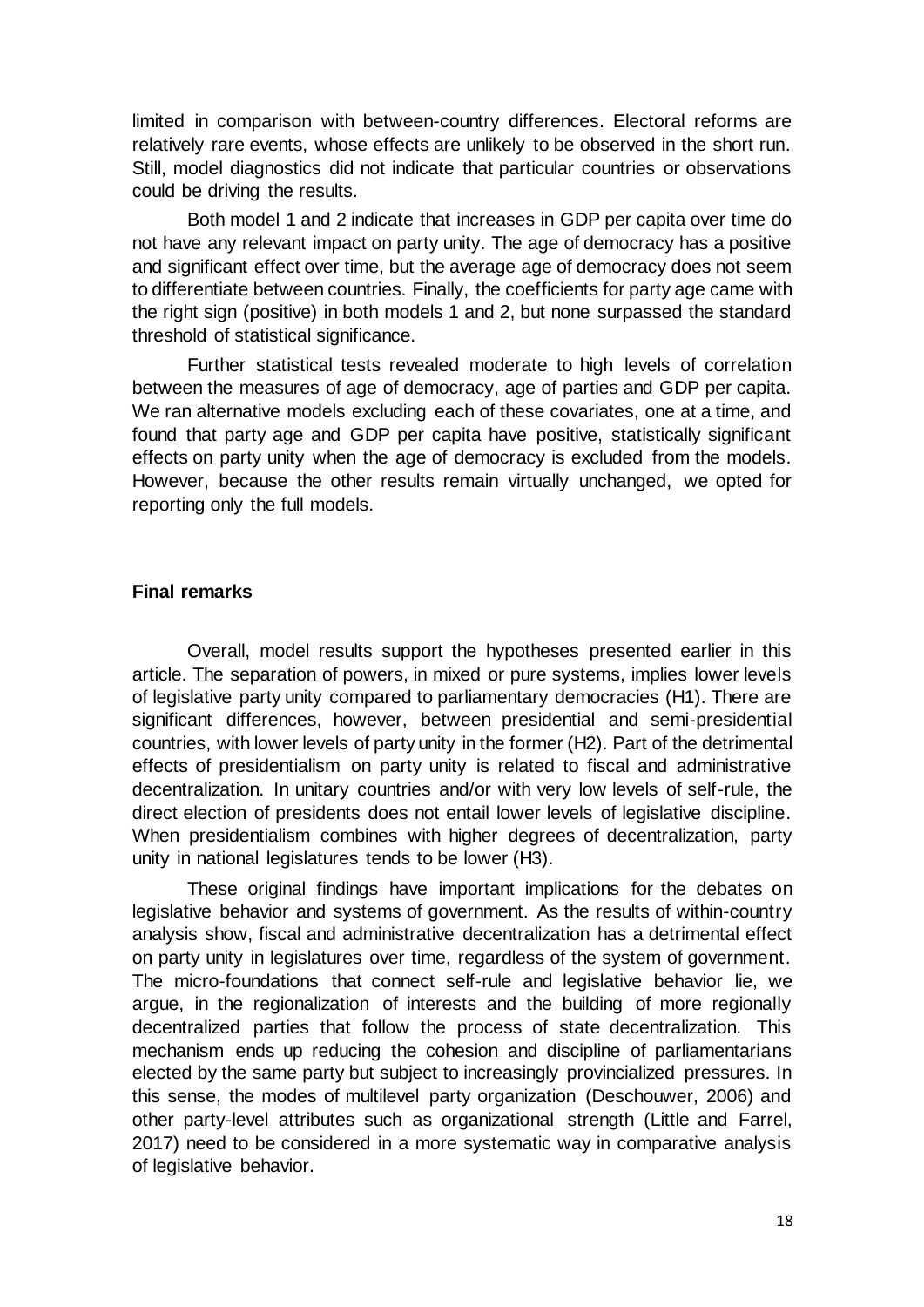limited in comparison with between-country differences. Electoral reforms are relatively rare events, whose effects are unlikely to be observed in the short run. Still, model diagnostics did not indicate that particular countries or observations could be driving the results.

Both model 1 and 2 indicate that increases in GDP per capita over time do not have any relevant impact on party unity. The age of democracy has a positive and significant effect over time, but the average age of democracy does not seem to differentiate between countries. Finally, the coefficients for party age came with the right sign (positive) in both models 1 and 2, but none surpassed the standard threshold of statistical significance.

Further statistical tests revealed moderate to high levels of correlation between the measures of age of democracy, age of parties and GDP per capita. We ran alternative models excluding each of these covariates, one at a time, and found that party age and GDP per capita have positive, statistically significant effects on party unity when the age of democracy is excluded from the models. However, because the other results remain virtually unchanged, we opted for reporting only the full models.

## Final remarks

Overall, model results support the hypotheses presented earlier in this article. The separation of powers, in mixed or pure systems, implies lower levels of legislative party unity compared to parliamentary democracies (H1). There are significant differences, however, between presidential and semi-presidential countries, with lower levels of party unity in the former (H2). Part of the detrimental effects of presidentialism on party unity is related to fiscal and administrative decentralization. In unitary countries and/or with very low levels of self-rule, the direct election of presidents does not entail lower levels of legislative discipline. When presidentialism combines with higher degrees of decentralization, party unity in national legislatures tends to be lower (H3).

These original findings have important implications for the debates on legislative behavior and systems of government. As the results of within-country analysis show, fiscal and administrative decentralization has a detrimental effect on party unity in legislatures over time, regardless of the system of government. The micro-foundations that connect self-rule and legislative behavior lie, we argue, in the regionalization of interests and the building of more regionally decentralized parties that follow the process of state decentralization. This mechanism ends up reducing the cohesion and discipline of parliamentarians elected by the same party but subject to increasingly provincialized pressures. In this sense, the modes of multilevel party organization (Deschouwer, 2006) and other party-level attributes such as organizational strength (Little and Farrel, 2017) need to be considered in a more systematic way in comparative analysis of legislative behavior.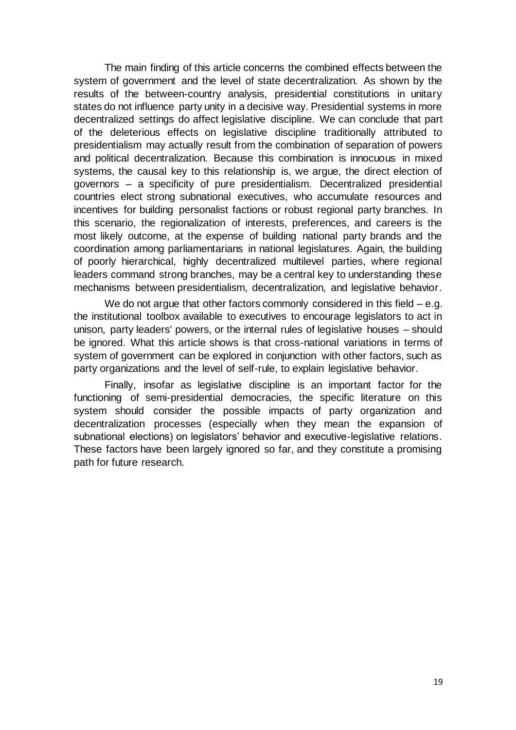The main finding of this article concerns the combined effects between the system of government and the level of state decentralization. As shown by the results of the between-country analysis, presidential constitutions in unitary states do not influence party unity in a decisive way. Presidential systems in more decentralized settings do affect legislative discipline. We can conclude that part of the deleterious effects on legislative discipline traditionally attributed to presidentialism may actually result from the combination of separation of powers and political decentralization. Because this combination is innocuous in mixed systems, the causal key to this relationship is, we argue, the direct election of governors – a specificity of pure presidentialism. Decentralized presidential countries elect strong subnational executives, who accumulate resources and incentives for building personalist factions or robust regional party branches. In this scenario, the regionalization of interests, preferences, and careers is the most likely outcome, at the expense of building national party brands and the coordination among parliamentarians in national legislatures. Again, the building of poorly hierarchical, highly decentralized multilevel parties, where regional leaders command strong branches, may be a central key to understanding these mechanisms between presidentialism, decentralization, and legislative behavior.

We do not argue that other factors commonly considered in this field – e.g. the institutional toolbox available to executives to encourage legislators to act in unison, party leaders' powers, or the internal rules of legislative houses – should be ignored. What this article shows is that cross-national variations in terms of system of government can be explored in conjunction with other factors, such as party organizations and the level of self-rule, to explain legislative behavior.

Finally, insofar as legislative discipline is an important factor for the functioning of semi-presidential democracies, the specific literature on this system should consider the possible impacts of party organization and decentralization processes (especially when they mean the expansion of subnational elections) on legislators' behavior and executive-legislative relations. These factors have been largely ignored so far, and they constitute a promising path for future research.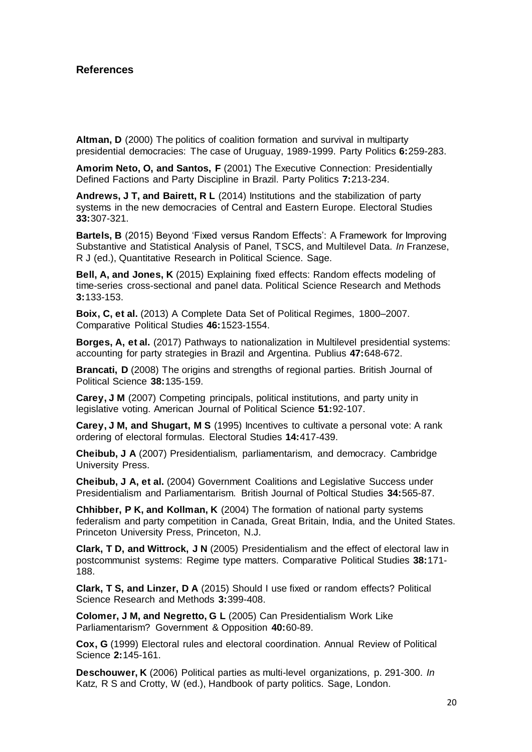## References

**Altman, D** (2000) The politics of coalition formation and survival in multiparty presidential democracies: The case of Uruguay, 1989-1999. Party Politics **6:**259-283.

**Amorim Neto, O, and Santos, F** (2001) The Executive Connection: Presidentially Defined Factions and Party Discipline in Brazil. Party Politics **7:**213-234.

**Andrews, J T, and Bairett, R L** (2014) Institutions and the stabilization of party systems in the new democracies of Central and Eastern Europe. Electoral Studies **33:**307-321.

**Bartels, B** (2015) Beyond 'Fixed versus Random Effects': A Framework for Improving Substantive and Statistical Analysis of Panel, TSCS, and Multilevel Data. *In* Franzese, R J (ed.), Quantitative Research in Political Science. Sage.

**Bell, A, and Jones, K** (2015) Explaining fixed effects: Random effects modeling of time-series cross-sectional and panel data. Political Science Research and Methods **3:**133-153.

**Boix, C, et al.** (2013) A Complete Data Set of Political Regimes, 1800–2007. Comparative Political Studies **46:**1523-1554.

**Borges, A, et al.** (2017) Pathways to nationalization in Multilevel presidential systems: accounting for party strategies in Brazil and Argentina. Publius **47:**648-672.

**Brancati, D** (2008) The origins and strengths of regional parties. British Journal of Political Science **38:**135-159.

**Carey, J M** (2007) Competing principals, political institutions, and party unity in legislative voting. American Journal of Political Science **51:**92-107.

**Carey, J M, and Shugart, M S** (1995) Incentives to cultivate a personal vote: A rank ordering of electoral formulas. Electoral Studies **14:**417-439.

**Cheibub, J A** (2007) Presidentialism, parliamentarism, and democracy. Cambridge University Press.

**Cheibub, J A, et al.** (2004) Government Coalitions and Legislative Success under Presidentialism and Parliamentarism. British Journal of Poltical Studies **34:**565-87.

**Chhibber, P K, and Kollman, K** (2004) The formation of national party systems federalism and party competition in Canada, Great Britain, India, and the United States. Princeton University Press, Princeton, N.J.

**Clark, T D, and Wittrock, J N** (2005) Presidentialism and the effect of electoral law in postcommunist systems: Regime type matters. Comparative Political Studies **38:**171-188.

**Clark, T S, and Linzer, D A** (2015) Should I use fixed or random effects? Political Science Research and Methods **3:**399-408.

**Colomer, J M, and Negretto, G L** (2005) Can Presidentialism Work Like Parliamentarism? Government & Opposition **40:**60-89.

**Cox, G** (1999) Electoral rules and electoral coordination. Annual Review of Political Science **2:**145-161.

**Deschouwer, K** (2006) Political parties as multi-level organizations, p. 291-300. *In* Katz, R S and Crotty, W (ed.), Handbook of party politics. Sage, London.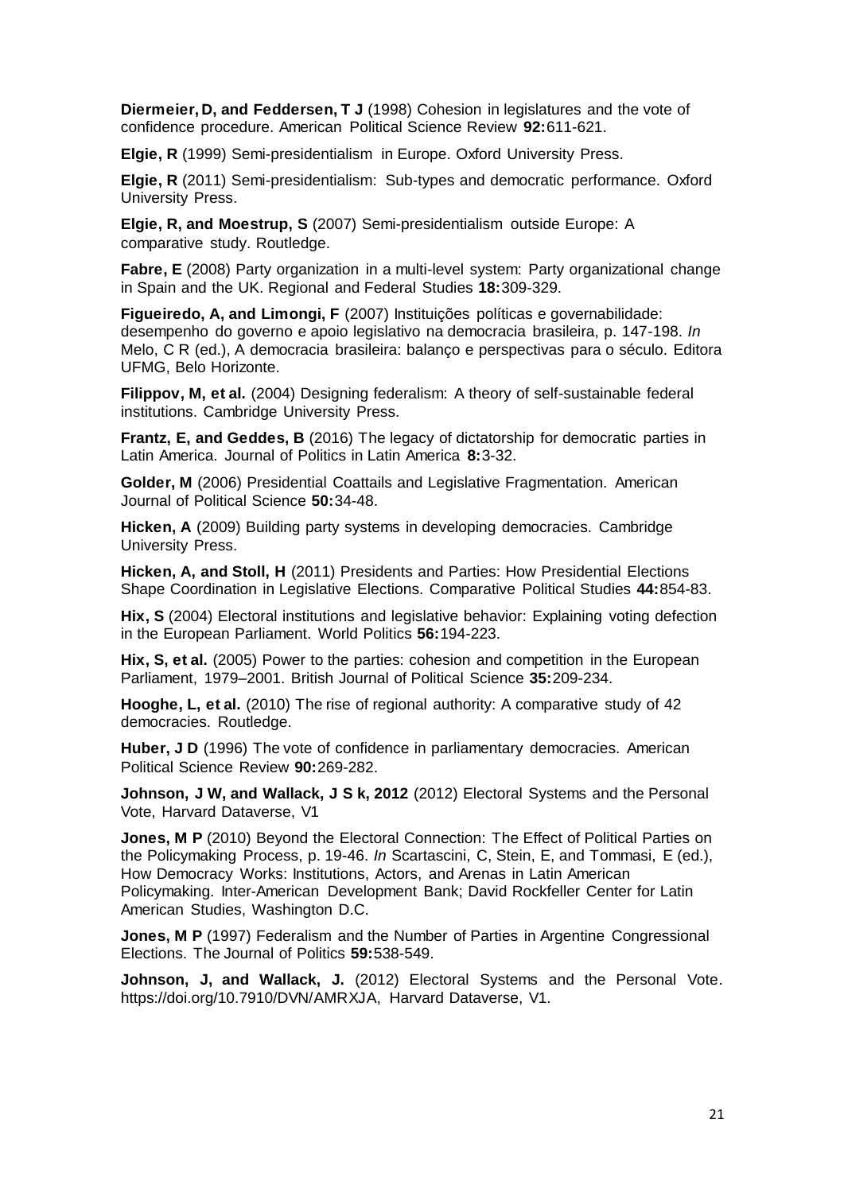**Diermeier, D, and Feddersen, T J** (1998) Cohesion in legislatures and the vote of confidence procedure. American Political Science Review **92:**611-621.

**Elgie, R** (1999) Semi-presidentialism in Europe. Oxford University Press.

**Elgie, R** (2011) Semi-presidentialism: Sub-types and democratic performance. Oxford University Press.

**Elgie, R, and Moestrup, S** (2007) Semi-presidentialism outside Europe: A comparative study. Routledge.

**Fabre, E** (2008) Party organization in a multi-level system: Party organizational change in Spain and the UK. Regional and Federal Studies **18:**309-329.

**Figueiredo, A, and Limongi, F** (2007) Instituições políticas e governabilidade: desempenho do governo e apoio legislativo na democracia brasileira, p. 147-198. *In* Melo, C R (ed.), A democracia brasileira: balanço e perspectivas para o século. Editora UFMG, Belo Horizonte.

**Filippov, M, et al.** (2004) Designing federalism: A theory of self-sustainable federal institutions. Cambridge University Press.

**Frantz, E, and Geddes, B** (2016) The legacy of dictatorship for democratic parties in Latin America. Journal of Politics in Latin America **8:**3-32.

**Golder, M** (2006) Presidential Coattails and Legislative Fragmentation. American Journal of Political Science **50:**34-48.

**Hicken, A** (2009) Building party systems in developing democracies. Cambridge University Press.

**Hicken, A, and Stoll, H** (2011) Presidents and Parties: How Presidential Elections Shape Coordination in Legislative Elections. Comparative Political Studies **44:**854-83.

**Hix, S** (2004) Electoral institutions and legislative behavior: Explaining voting defection in the European Parliament. World Politics **56:**194-223.

**Hix, S, et al.** (2005) Power to the parties: cohesion and competition in the European Parliament, 1979–2001. British Journal of Political Science **35:**209-234.

**Hooghe, L, et al.** (2010) The rise of regional authority: A comparative study of 42 democracies. Routledge.

**Huber, J D** (1996) The vote of confidence in parliamentary democracies. American Political Science Review **90:**269-282.

**Johnson, J W, and Wallack, J S k, 2012** (2012) Electoral Systems and the Personal Vote, Harvard Dataverse, V1

**Jones, M P** (2010) Beyond the Electoral Connection: The Effect of Political Parties on the Policymaking Process, p. 19-46. *In* Scartascini, C, Stein, E, and Tommasi, E (ed.), How Democracy Works: Institutions, Actors, and Arenas in Latin American Policymaking. Inter-American Development Bank; David Rockfeller Center for Latin American Studies, Washington D.C.

**Jones, M P** (1997) Federalism and the Number of Parties in Argentine Congressional Elections. The Journal of Politics **59:**538-549.

**Johnson, J, and Wallack, J.** (2012) Electoral Systems and the Personal Vote. https://doi.org/10.7910/DVN/AMRXJA, Harvard Dataverse, V1.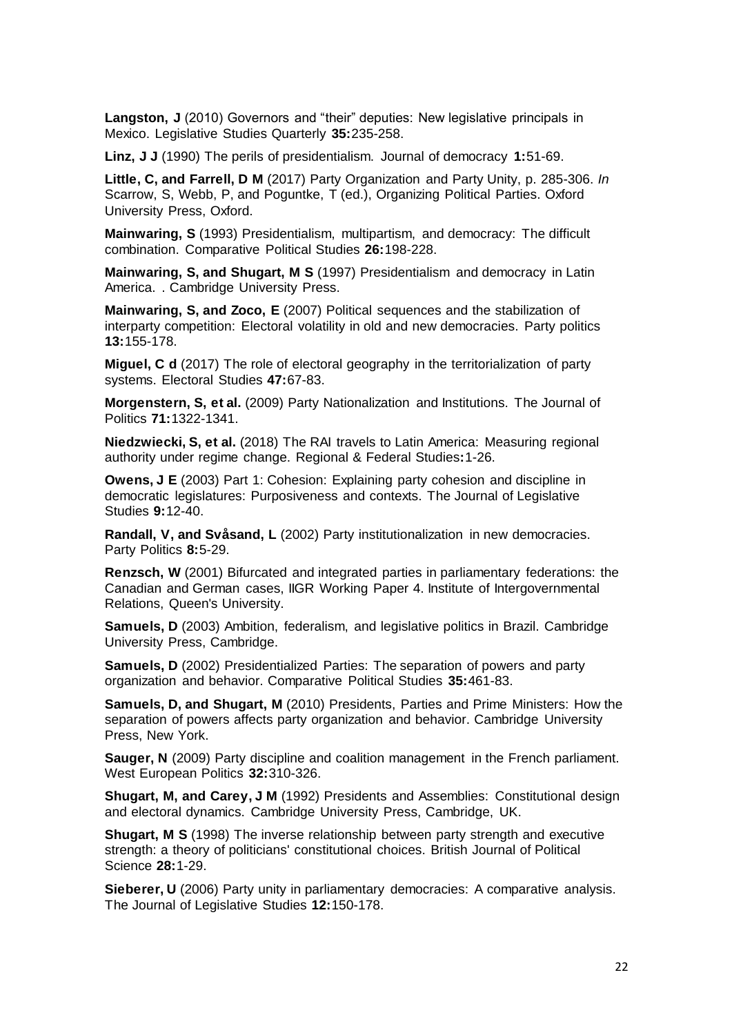**Langston, J** (2010) Governors and "their" deputies: New legislative principals in Mexico. Legislative Studies Quarterly **35:**235-258.

**Linz, J J** (1990) The perils of presidentialism. Journal of democracy **1:**51-69.

**Little, C, and Farrell, D M** (2017) Party Organization and Party Unity, p. 285-306. *In* Scarrow, S, Webb, P, and Poguntke, T (ed.), Organizing Political Parties. Oxford University Press, Oxford.

**Mainwaring, S** (1993) Presidentialism, multipartism, and democracy: The difficult combination. Comparative Political Studies **26:**198-228.

**Mainwaring, S, and Shugart, M S** (1997) Presidentialism and democracy in Latin America. . Cambridge University Press.

**Mainwaring, S, and Zoco, E** (2007) Political sequences and the stabilization of interparty competition: Electoral volatility in old and new democracies. Party politics **13:**155-178.

**Miguel, C d** (2017) The role of electoral geography in the territorialization of party systems. Electoral Studies **47:**67-83.

**Morgenstern, S, et al.** (2009) Party Nationalization and Institutions. The Journal of Politics **71:**1322-1341.

**Niedzwiecki, S, et al.** (2018) The RAI travels to Latin America: Measuring regional authority under regime change. Regional & Federal Studies**:**1-26.

**Owens, J E** (2003) Part 1: Cohesion: Explaining party cohesion and discipline in democratic legislatures: Purposiveness and contexts. The Journal of Legislative Studies **9:**12-40.

**Randall, V, and Svåsand, L** (2002) Party institutionalization in new democracies. Party Politics **8:**5-29.

**Renzsch, W** (2001) Bifurcated and integrated parties in parliamentary federations: the Canadian and German cases, IIGR Working Paper 4. Institute of Intergovernmental Relations, Queen's University.

**Samuels, D** (2003) Ambition, federalism, and legislative politics in Brazil. Cambridge University Press, Cambridge.

**Samuels, D** (2002) Presidentialized Parties: The separation of powers and party organization and behavior. Comparative Political Studies **35:**461-83.

**Samuels, D, and Shugart, M** (2010) Presidents, Parties and Prime Ministers: How the separation of powers affects party organization and behavior. Cambridge University Press, New York.

**Sauger, N** (2009) Party discipline and coalition management in the French parliament. West European Politics **32:**310-326.

**Shugart, M, and Carey, J M** (1992) Presidents and Assemblies: Constitutional design and electoral dynamics. Cambridge University Press, Cambridge, UK.

**Shugart, M S** (1998) The inverse relationship between party strength and executive strength: a theory of politicians' constitutional choices. British Journal of Political Science **28:**1-29.

**Sieberer, U** (2006) Party unity in parliamentary democracies: A comparative analysis. The Journal of Legislative Studies **12:**150-178.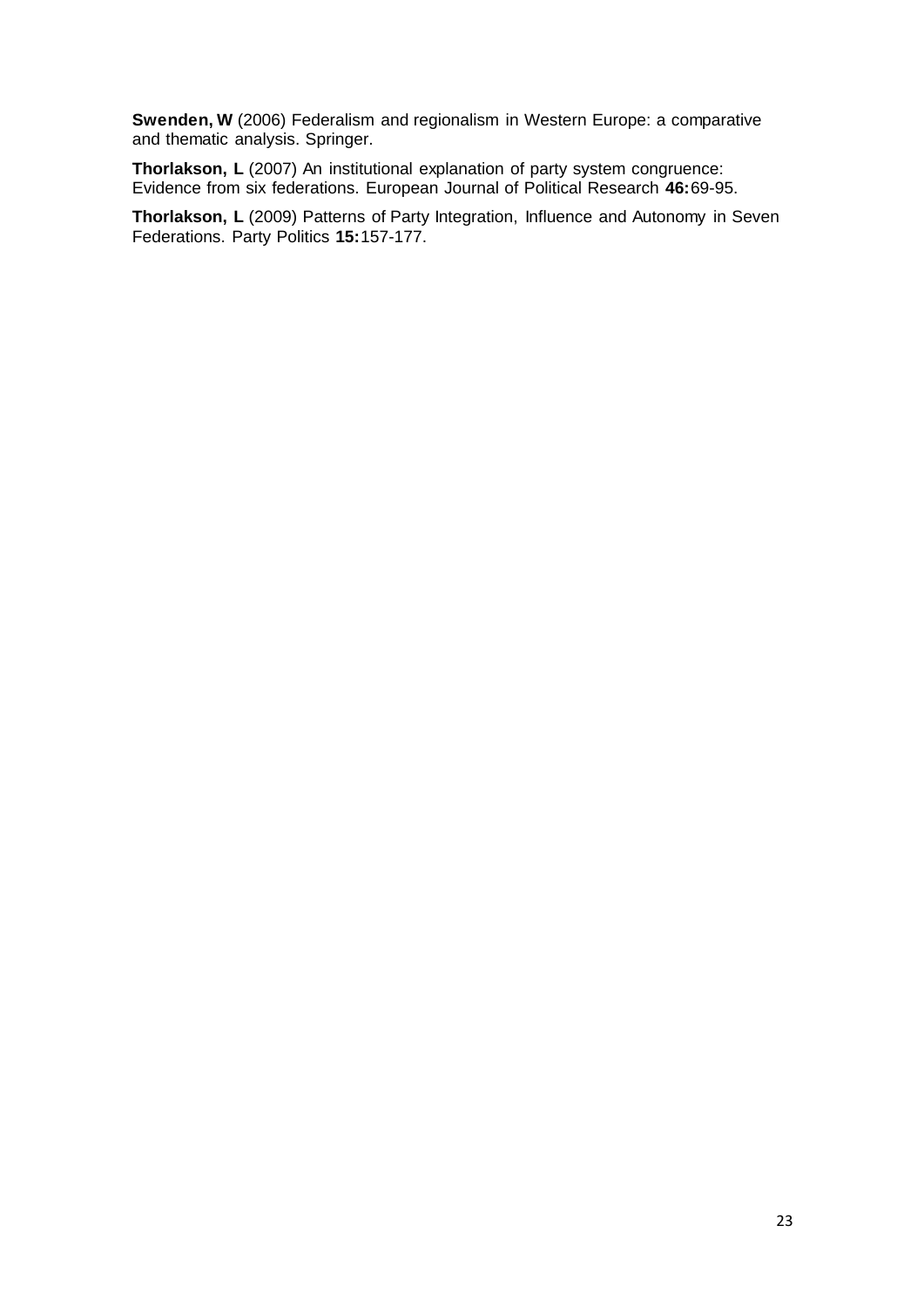**Swenden, W** (2006) Federalism and regionalism in Western Europe: a comparative and thematic analysis. Springer.

**Thorlakson, L** (2007) An institutional explanation of party system congruence: Evidence from six federations. European Journal of Political Research **46:** 69-95.

**Thorlakson, L** (2009) Patterns of Party Integration, Influence and Autonomy in Seven Federations. Party Politics **15:** 157-177.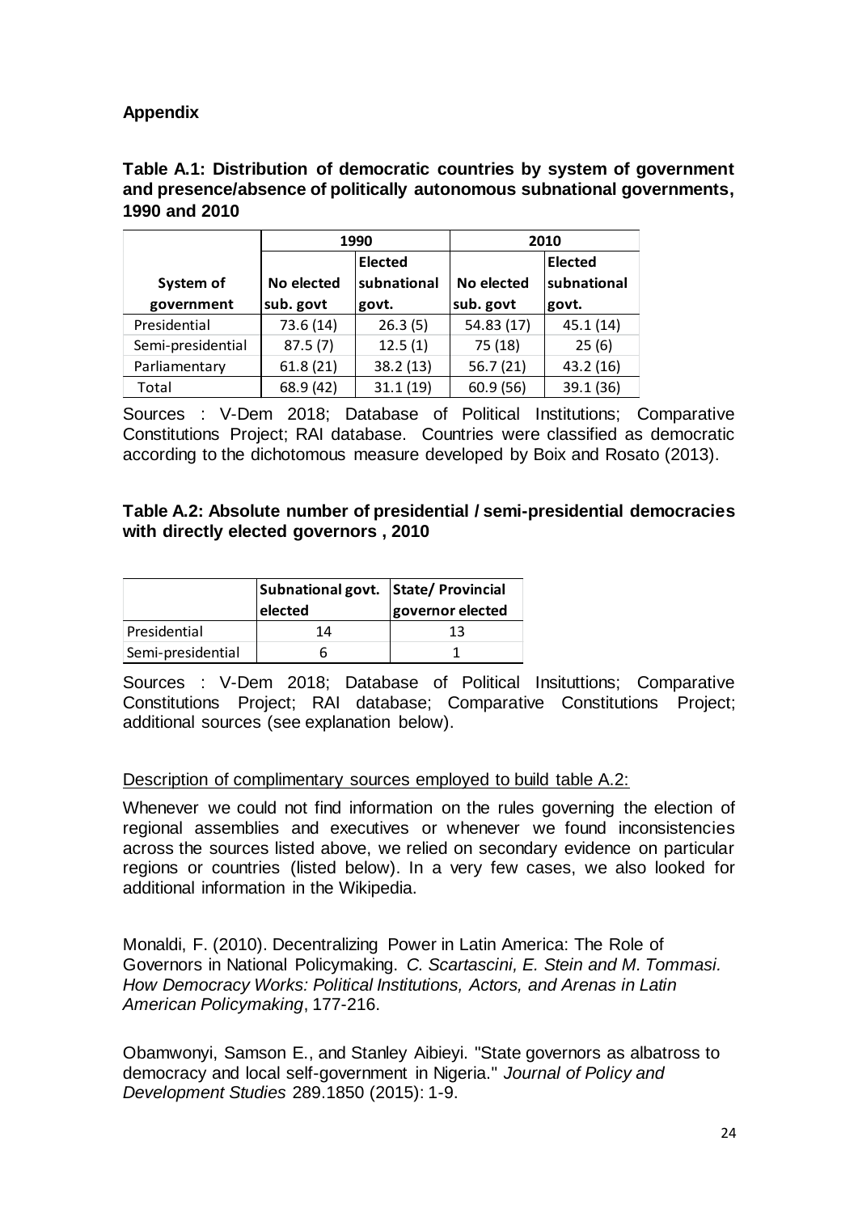## Appendix

**Table A.1: Distribution of democratic countries by system of government and presence/absence of politically autonomous subnational governments, 1990 and 2010**

| | 1990 | | 2010 | |
|---|---|---|---|---|
| System of government | No elected sub. govt | Elected subnational govt. | No elected sub. govt | Elected subnational govt. |
| Presidential | 73.6 (14) | 26.3 (5) | 54.83 (17) | 45.1 (14) |
| Semi-presidential | 87.5 (7) | 12.5 (1) | 75 (18) | 25 (6) |
| Parliamentary | 61.8 (21) | 38.2 (13) | 56.7 (21) | 43.2 (16) |
| Total | 68.9 (42) | 31.1 (19) | 60.9 (56) | 39.1 (36) |

Sources : V-Dem 2018; Database of Political Institutions; Comparative Constitutions Project; RAI database. Countries were classified as democratic according to the dichotomous measure developed by Boix and Rosato (2013).

**Table A.2: Absolute number of presidential / semi-presidential democracies with directly elected governors , 2010**

| | Subnational govt. elected | State/ Provincial governor elected |
|---|---|---|
| Presidential | 14 | 13 |
| Semi-presidential | 6 | 1 |

Sources : V-Dem 2018; Database of Political Insituttions; Comparative Constitutions Project; RAI database; Comparative Constitutions Project; additional sources (see explanation below).

Description of complimentary sources employed to build table A.2:

Whenever we could not find information on the rules governing the election of regional assemblies and executives or whenever we found inconsistencies across the sources listed above, we relied on secondary evidence on particular regions or countries (listed below). In a very few cases, we also looked for additional information in the Wikipedia.

Monaldi, F. (2010). Decentralizing Power in Latin America: The Role of Governors in National Policymaking. *C. Scartascini, E. Stein and M. Tommasi. How Democracy Works: Political Institutions, Actors, and Arenas in Latin American Policymaking*, 177-216.

Obamwonyi, Samson E., and Stanley Aibieyi. "State governors as albatross to democracy and local self-government in Nigeria." *Journal of Policy and Development Studies* 289.1850 (2015): 1-9.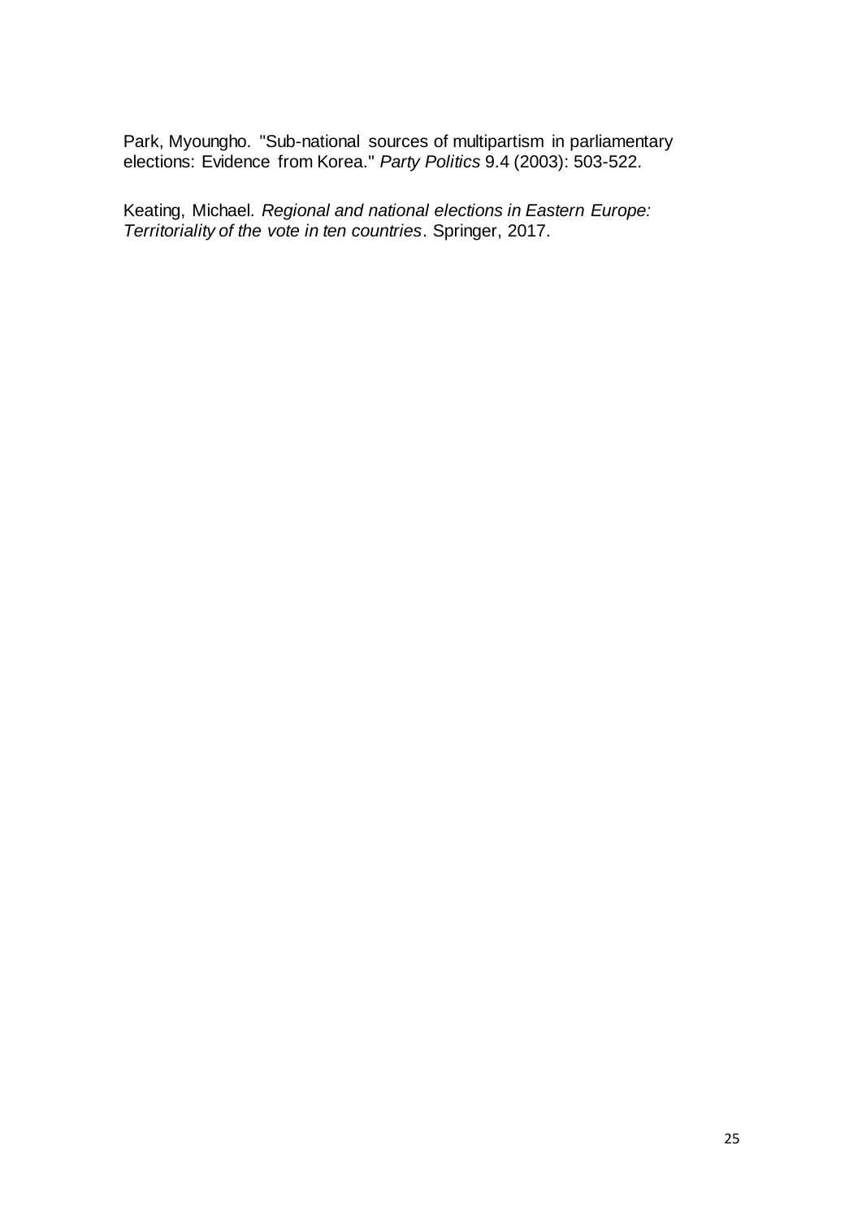Park, Myoungho. "Sub-national sources of multipartism in parliamentary elections: Evidence from Korea." *Party Politics* 9.4 (2003): 503-522.

Keating, Michael. *Regional and national elections in Eastern Europe: Territoriality of the vote in ten countries*. Springer, 2017.